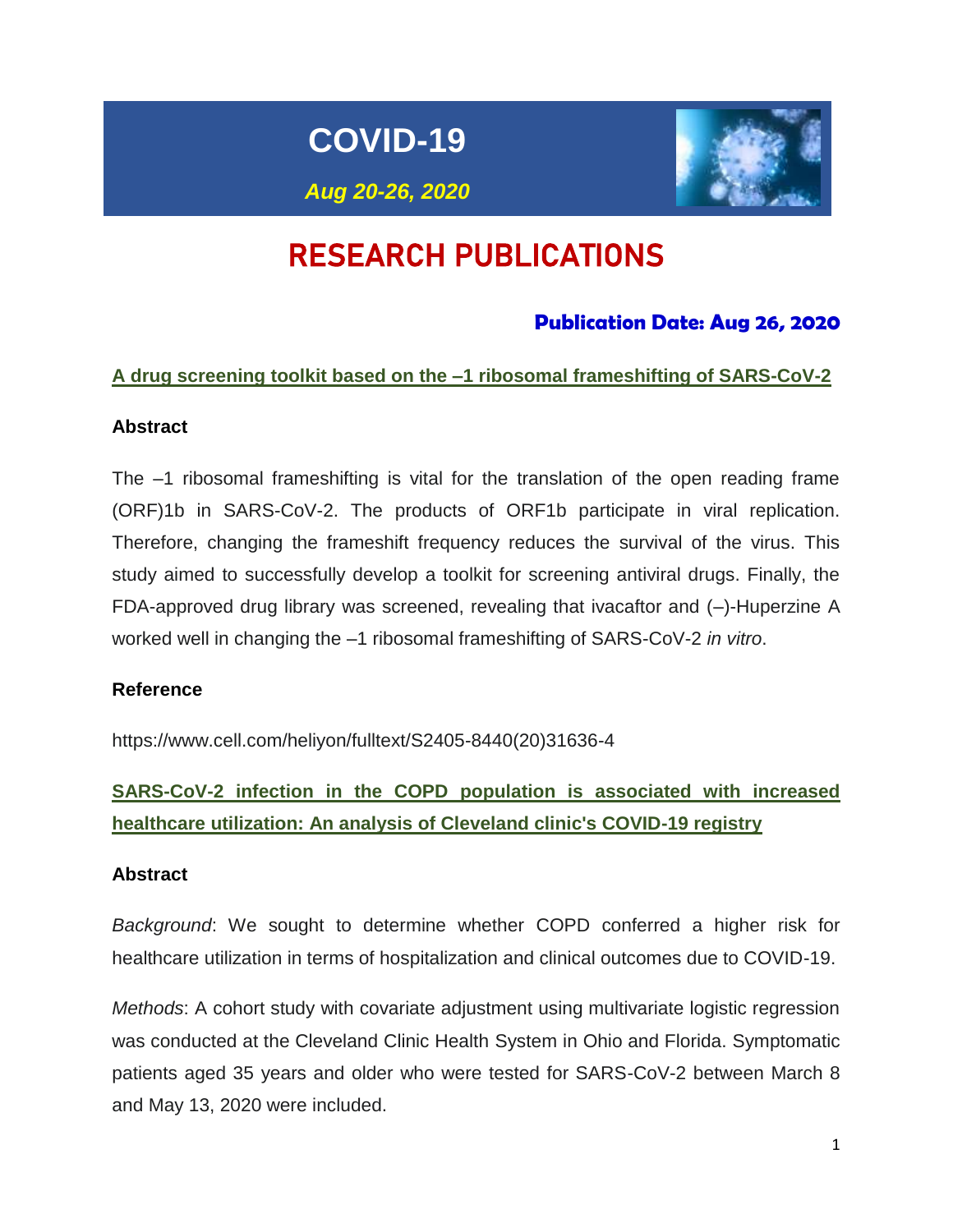# COVID-19

***Aug 20-26, 2020***

# RESEARCH PUBLICATIONS

### Publication Date: Aug 26, 2020

## A drug screening toolkit based on the –1 ribosomal frameshifting of SARS-CoV-2

**Abstract**

The –1 ribosomal frameshifting is vital for the translation of the open reading frame (ORF)1b in SARS-CoV-2. The products of ORF1b participate in viral replication. Therefore, changing the frameshift frequency reduces the survival of the virus. This study aimed to successfully develop a toolkit for screening antiviral drugs. Finally, the FDA-approved drug library was screened, revealing that ivacaftor and (–)-Huperzine A worked well in changing the –1 ribosomal frameshifting of SARS-CoV-2 *in vitro*.

**Reference**

https://www.cell.com/heliyon/fulltext/S2405-8440(20)31636-4

## SARS-CoV-2 infection in the COPD population is associated with increased healthcare utilization: An analysis of Cleveland clinic's COVID-19 registry

**Abstract**

*Background*: We sought to determine whether COPD conferred a higher risk for healthcare utilization in terms of hospitalization and clinical outcomes due to COVID-19.

*Methods*: A cohort study with covariate adjustment using multivariate logistic regression was conducted at the Cleveland Clinic Health System in Ohio and Florida. Symptomatic patients aged 35 years and older who were tested for SARS-CoV-2 between March 8 and May 13, 2020 were included.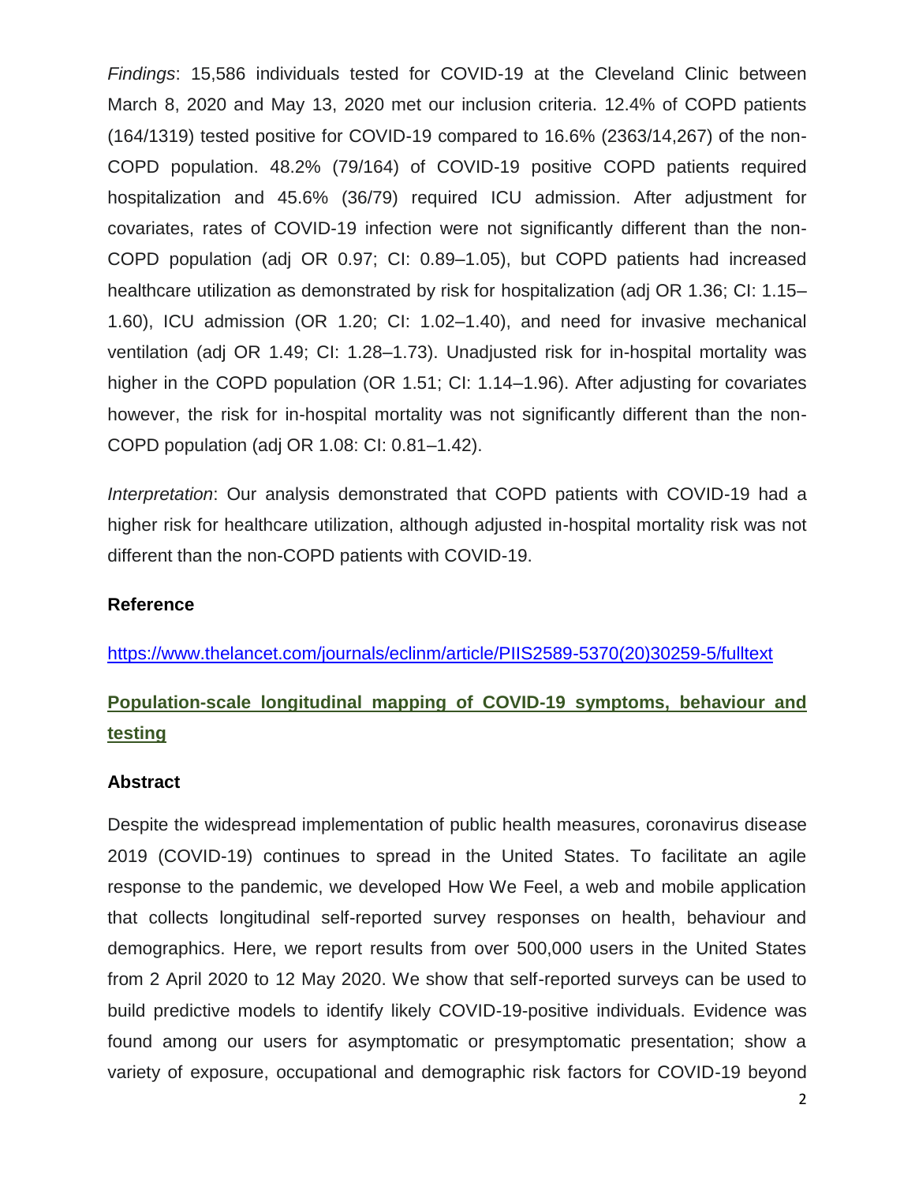*Findings*: 15,586 individuals tested for COVID-19 at the Cleveland Clinic between March 8, 2020 and May 13, 2020 met our inclusion criteria. 12.4% of COPD patients (164/1319) tested positive for COVID-19 compared to 16.6% (2363/14,267) of the non-COPD population. 48.2% (79/164) of COVID-19 positive COPD patients required hospitalization and 45.6% (36/79) required ICU admission. After adjustment for covariates, rates of COVID-19 infection were not significantly different than the non-COPD population (adj OR 0.97; CI: 0.89–1.05), but COPD patients had increased healthcare utilization as demonstrated by risk for hospitalization (adj OR 1.36; CI: 1.15–1.60), ICU admission (OR 1.20; CI: 1.02–1.40), and need for invasive mechanical ventilation (adj OR 1.49; CI: 1.28–1.73). Unadjusted risk for in-hospital mortality was higher in the COPD population (OR 1.51; CI: 1.14–1.96). After adjusting for covariates however, the risk for in-hospital mortality was not significantly different than the non-COPD population (adj OR 1.08: CI: 0.81–1.42).

*Interpretation*: Our analysis demonstrated that COPD patients with COVID-19 had a higher risk for healthcare utilization, although adjusted in-hospital mortality risk was not different than the non-COPD patients with COVID-19.

### Reference

https://www.thelancet.com/journals/eclinm/article/PIIS2589-5370(20)30259-5/fulltext

## Population-scale longitudinal mapping of COVID-19 symptoms, behaviour and testing

### Abstract

Despite the widespread implementation of public health measures, coronavirus disease 2019 (COVID-19) continues to spread in the United States. To facilitate an agile response to the pandemic, we developed How We Feel, a web and mobile application that collects longitudinal self-reported survey responses on health, behaviour and demographics. Here, we report results from over 500,000 users in the United States from 2 April 2020 to 12 May 2020. We show that self-reported surveys can be used to build predictive models to identify likely COVID-19-positive individuals. Evidence was found among our users for asymptomatic or presymptomatic presentation; show a variety of exposure, occupational and demographic risk factors for COVID-19 beyond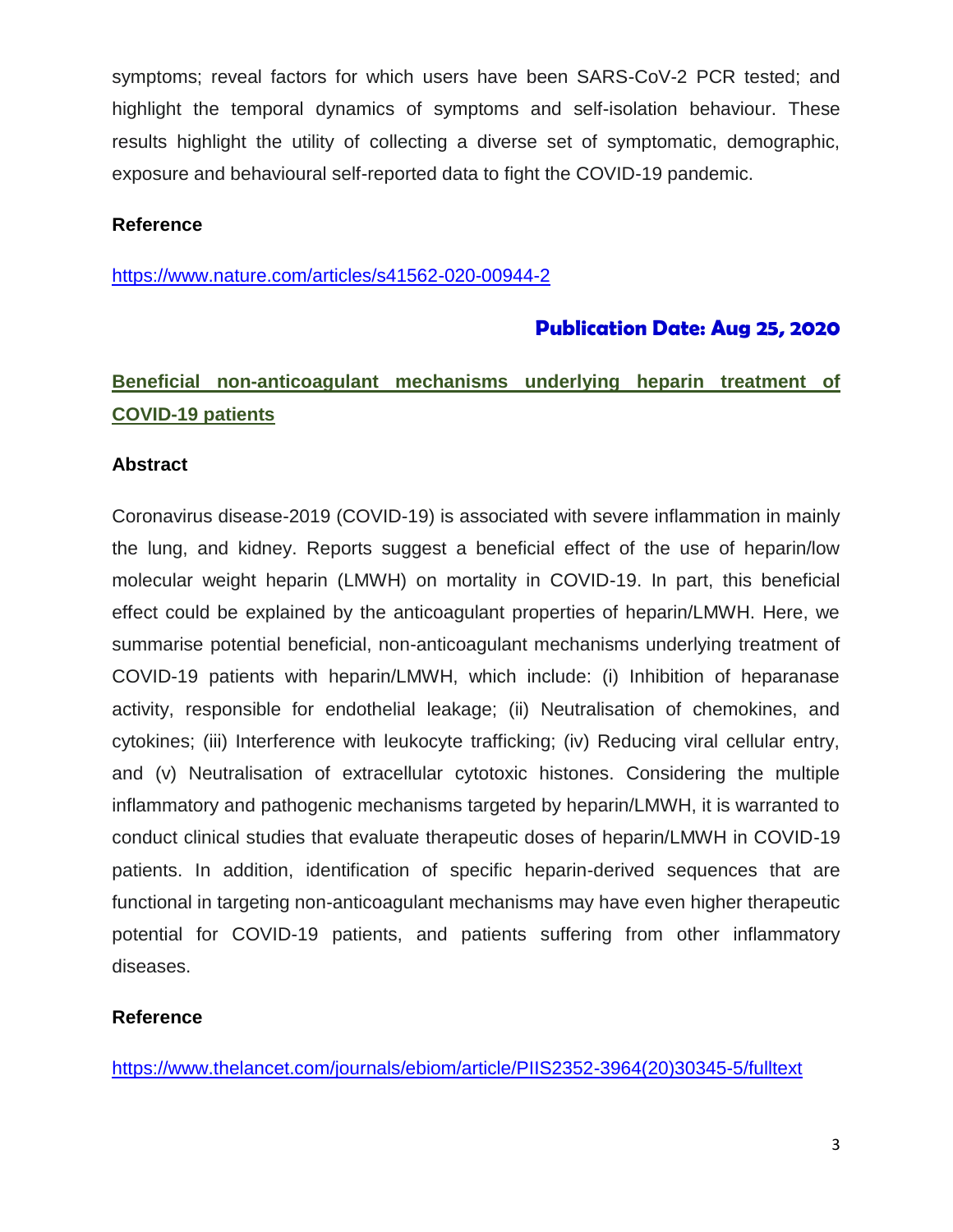symptoms; reveal factors for which users have been SARS-CoV-2 PCR tested; and highlight the temporal dynamics of symptoms and self-isolation behaviour. These results highlight the utility of collecting a diverse set of symptomatic, demographic, exposure and behavioural self-reported data to fight the COVID-19 pandemic.

**Reference**

https://www.nature.com/articles/s41562-020-00944-2

**Publication Date: Aug 25, 2020**

## Beneficial non-anticoagulant mechanisms underlying heparin treatment of COVID-19 patients

**Abstract**

Coronavirus disease-2019 (COVID-19) is associated with severe inflammation in mainly the lung, and kidney. Reports suggest a beneficial effect of the use of heparin/low molecular weight heparin (LMWH) on mortality in COVID-19. In part, this beneficial effect could be explained by the anticoagulant properties of heparin/LMWH. Here, we summarise potential beneficial, non-anticoagulant mechanisms underlying treatment of COVID-19 patients with heparin/LMWH, which include: (i) Inhibition of heparanase activity, responsible for endothelial leakage; (ii) Neutralisation of chemokines, and cytokines; (iii) Interference with leukocyte trafficking; (iv) Reducing viral cellular entry, and (v) Neutralisation of extracellular cytotoxic histones. Considering the multiple inflammatory and pathogenic mechanisms targeted by heparin/LMWH, it is warranted to conduct clinical studies that evaluate therapeutic doses of heparin/LMWH in COVID-19 patients. In addition, identification of specific heparin-derived sequences that are functional in targeting non-anticoagulant mechanisms may have even higher therapeutic potential for COVID-19 patients, and patients suffering from other inflammatory diseases.

**Reference**

https://www.thelancet.com/journals/ebiom/article/PIIS2352-3964(20)30345-5/fulltext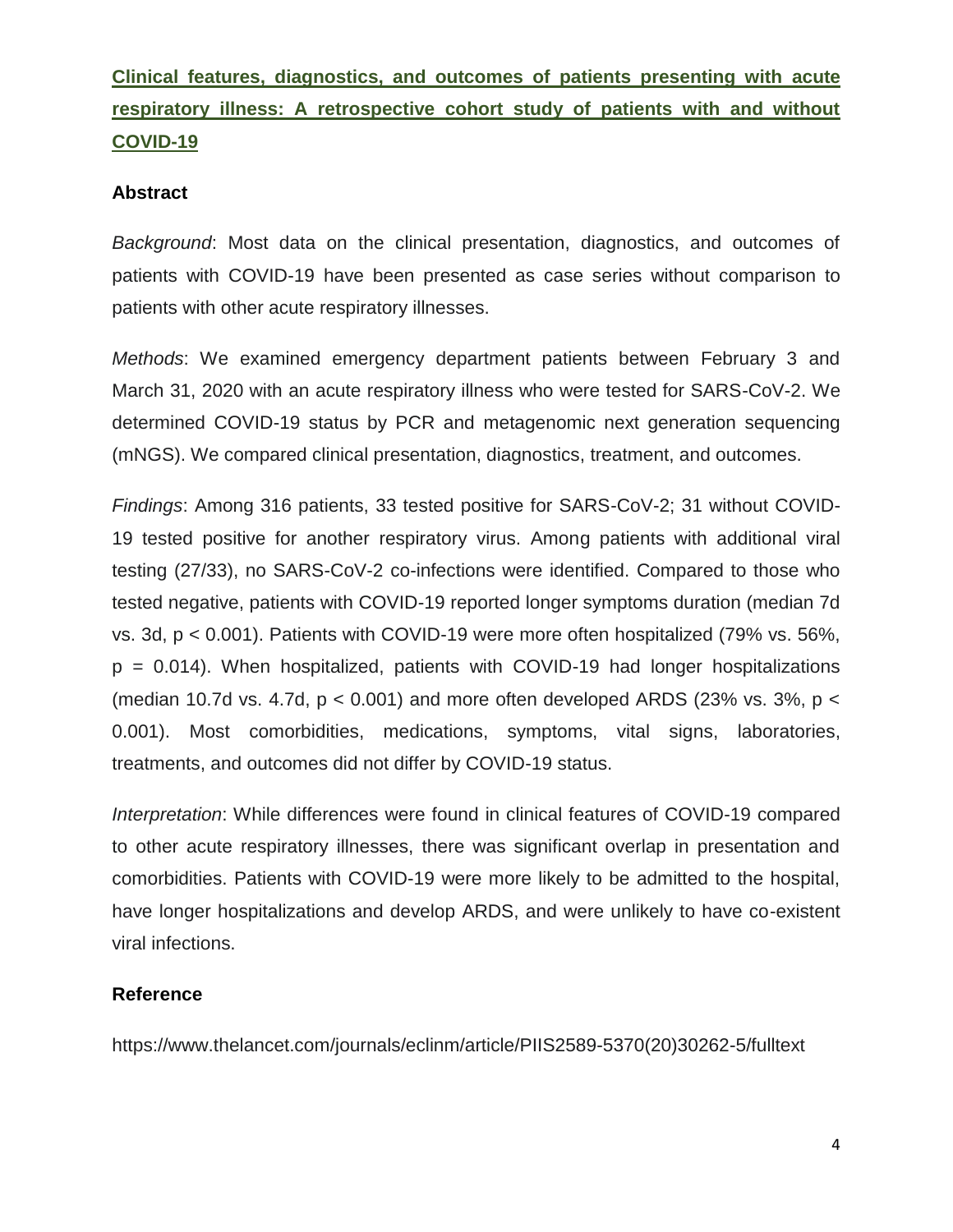# Clinical features, diagnostics, and outcomes of patients presenting with acute respiratory illness: A retrospective cohort study of patients with and without COVID-19

## Abstract

*Background*: Most data on the clinical presentation, diagnostics, and outcomes of patients with COVID-19 have been presented as case series without comparison to patients with other acute respiratory illnesses.

*Methods*: We examined emergency department patients between February 3 and March 31, 2020 with an acute respiratory illness who were tested for SARS-CoV-2. We determined COVID-19 status by PCR and metagenomic next generation sequencing (mNGS). We compared clinical presentation, diagnostics, treatment, and outcomes.

*Findings*: Among 316 patients, 33 tested positive for SARS-CoV-2; 31 without COVID-19 tested positive for another respiratory virus. Among patients with additional viral testing (27/33), no SARS-CoV-2 co-infections were identified. Compared to those who tested negative, patients with COVID-19 reported longer symptoms duration (median 7d vs. 3d, $p < 0.001$). Patients with COVID-19 were more often hospitalized (79% vs. 56%, $p = 0.014$). When hospitalized, patients with COVID-19 had longer hospitalizations (median 10.7d vs. 4.7d, $p < 0.001$) and more often developed ARDS (23% vs. 3%, $p < 0.001$). Most comorbidities, medications, symptoms, vital signs, laboratories, treatments, and outcomes did not differ by COVID-19 status.

*Interpretation*: While differences were found in clinical features of COVID-19 compared to other acute respiratory illnesses, there was significant overlap in presentation and comorbidities. Patients with COVID-19 were more likely to be admitted to the hospital, have longer hospitalizations and develop ARDS, and were unlikely to have co-existent viral infections.

## Reference

https://www.thelancet.com/journals/eclinm/article/PIIS2589-5370(20)30262-5/fulltext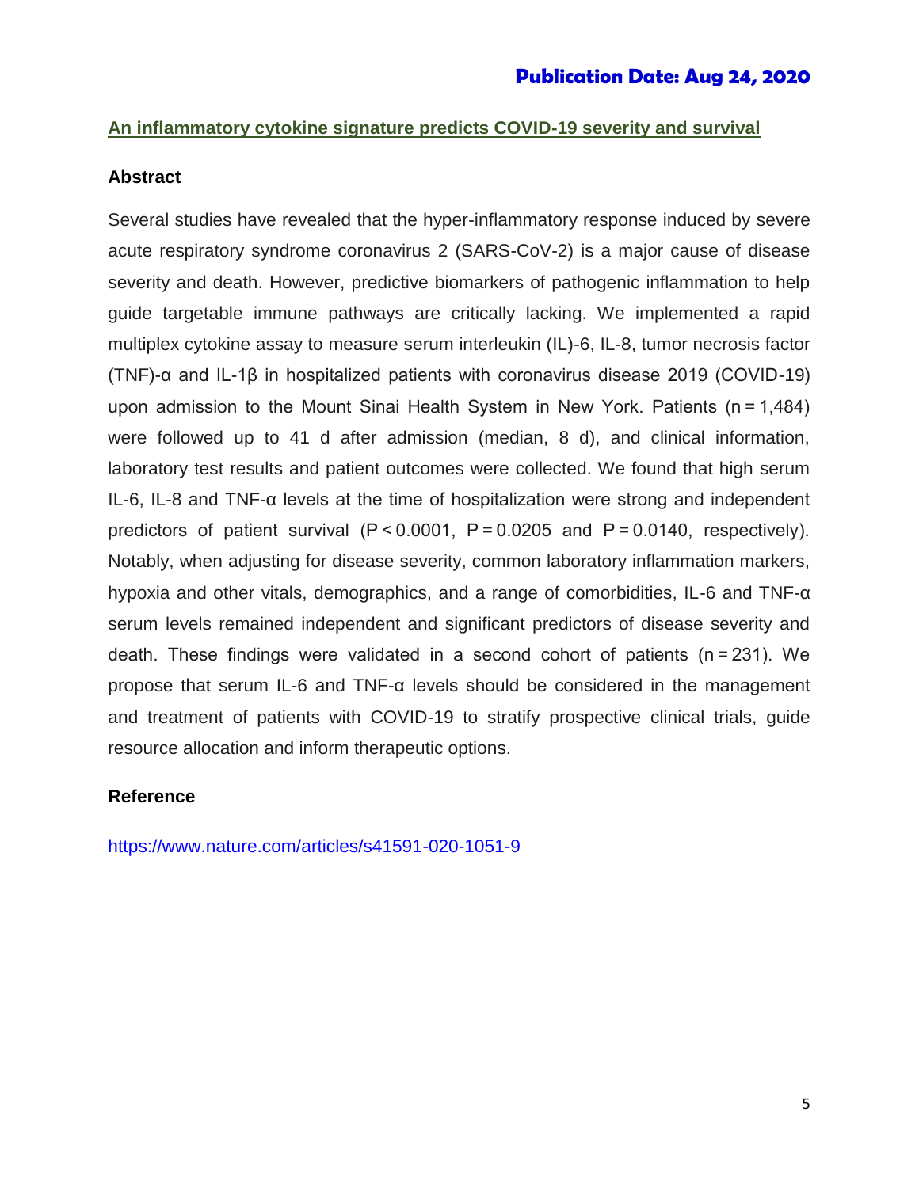**Publication Date: Aug 24, 2020**

## An inflammatory cytokine signature predicts COVID-19 severity and survival

### Abstract

Several studies have revealed that the hyper-inflammatory response induced by severe acute respiratory syndrome coronavirus 2 (SARS-CoV-2) is a major cause of disease severity and death. However, predictive biomarkers of pathogenic inflammation to help guide targetable immune pathways are critically lacking. We implemented a rapid multiplex cytokine assay to measure serum interleukin (IL)-6, IL-8, tumor necrosis factor (TNF)-α and IL-1β in hospitalized patients with coronavirus disease 2019 (COVID-19) upon admission to the Mount Sinai Health System in New York. Patients (n = 1,484) were followed up to 41 d after admission (median, 8 d), and clinical information, laboratory test results and patient outcomes were collected. We found that high serum IL-6, IL-8 and TNF-α levels at the time of hospitalization were strong and independent predictors of patient survival ($P < 0.0001$, $P = 0.0205$ and $P = 0.0140$, respectively). Notably, when adjusting for disease severity, common laboratory inflammation markers, hypoxia and other vitals, demographics, and a range of comorbidities, IL-6 and TNF-α serum levels remained independent and significant predictors of disease severity and death. These findings were validated in a second cohort of patients (n = 231). We propose that serum IL-6 and TNF-α levels should be considered in the management and treatment of patients with COVID-19 to stratify prospective clinical trials, guide resource allocation and inform therapeutic options.

### Reference

https://www.nature.com/articles/s41591-020-1051-9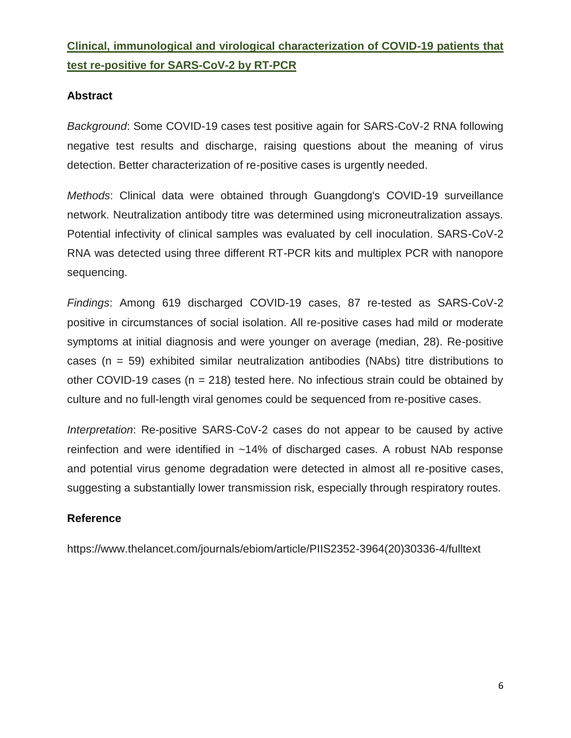## Clinical, immunological and virological characterization of COVID-19 patients that test re-positive for SARS-CoV-2 by RT-PCR

### Abstract

*Background*: Some COVID-19 cases test positive again for SARS-CoV-2 RNA following negative test results and discharge, raising questions about the meaning of virus detection. Better characterization of re-positive cases is urgently needed.

*Methods*: Clinical data were obtained through Guangdong's COVID-19 surveillance network. Neutralization antibody titre was determined using microneutralization assays. Potential infectivity of clinical samples was evaluated by cell inoculation. SARS-CoV-2 RNA was detected using three different RT-PCR kits and multiplex PCR with nanopore sequencing.

*Findings*: Among 619 discharged COVID-19 cases, 87 re-tested as SARS-CoV-2 positive in circumstances of social isolation. All re-positive cases had mild or moderate symptoms at initial diagnosis and were younger on average (median, 28). Re-positive cases (n = 59) exhibited similar neutralization antibodies (NAbs) titre distributions to other COVID-19 cases (n = 218) tested here. No infectious strain could be obtained by culture and no full-length viral genomes could be sequenced from re-positive cases.

*Interpretation*: Re-positive SARS-CoV-2 cases do not appear to be caused by active reinfection and were identified in ~14% of discharged cases. A robust NAb response and potential virus genome degradation were detected in almost all re-positive cases, suggesting a substantially lower transmission risk, especially through respiratory routes.

### Reference

https://www.thelancet.com/journals/ebiom/article/PIIS2352-3964(20)30336-4/fulltext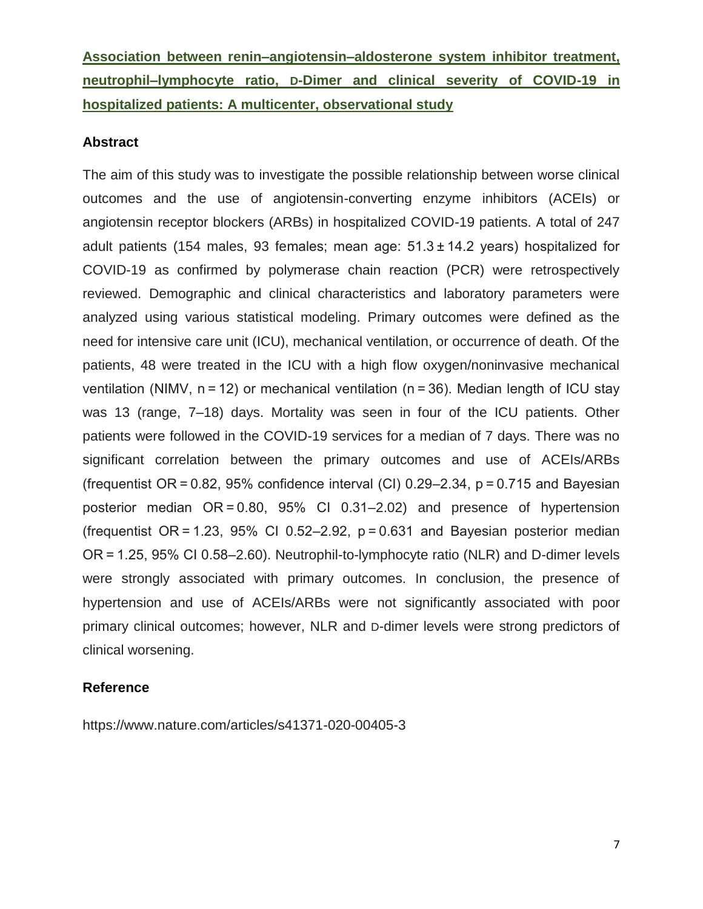**Association between renin–angiotensin–aldosterone system inhibitor treatment, neutrophil–lymphocyte ratio, D-Dimer and clinical severity of COVID-19 in hospitalized patients: A multicenter, observational study**

### Abstract

The aim of this study was to investigate the possible relationship between worse clinical outcomes and the use of angiotensin-converting enzyme inhibitors (ACEIs) or angiotensin receptor blockers (ARBs) in hospitalized COVID-19 patients. A total of 247 adult patients (154 males, 93 females; mean age: $51.3 \pm 14.2$ years) hospitalized for COVID-19 as confirmed by polymerase chain reaction (PCR) were retrospectively reviewed. Demographic and clinical characteristics and laboratory parameters were analyzed using various statistical modeling. Primary outcomes were defined as the need for intensive care unit (ICU), mechanical ventilation, or occurrence of death. Of the patients, 48 were treated in the ICU with a high flow oxygen/noninvasive mechanical ventilation (NIMV, $n = 12$) or mechanical ventilation ($n = 36$). Median length of ICU stay was 13 (range, 7–18) days. Mortality was seen in four of the ICU patients. Other patients were followed in the COVID-19 services for a median of 7 days. There was no significant correlation between the primary outcomes and use of ACEIs/ARBs (frequentist OR = 0.82, 95% confidence interval (CI) 0.29–2.34, $p = 0.715$ and Bayesian posterior median OR = 0.80, 95% CI 0.31–2.02) and presence of hypertension (frequentist OR = 1.23, 95% CI 0.52–2.92, $p = 0.631$ and Bayesian posterior median OR = 1.25, 95% CI 0.58–2.60). Neutrophil-to-lymphocyte ratio (NLR) and D-dimer levels were strongly associated with primary outcomes. In conclusion, the presence of hypertension and use of ACEIs/ARBs were not significantly associated with poor primary clinical outcomes; however, NLR and D-dimer levels were strong predictors of clinical worsening.

### Reference

https://www.nature.com/articles/s41371-020-00405-3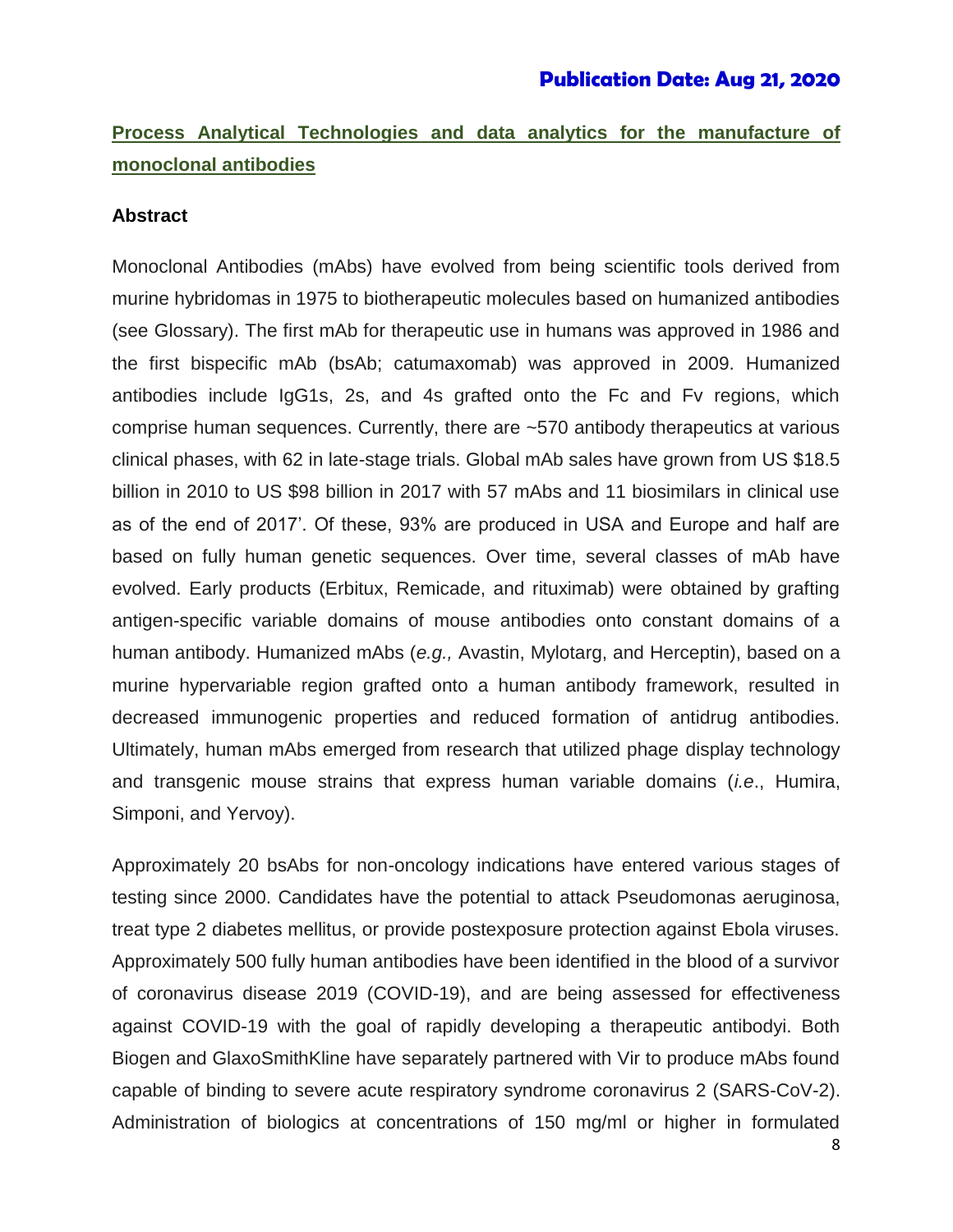**Publication Date: Aug 21, 2020**

## Process Analytical Technologies and data analytics for the manufacture of monoclonal antibodies

### Abstract

Monoclonal Antibodies (mAbs) have evolved from being scientific tools derived from murine hybridomas in 1975 to biotherapeutic molecules based on humanized antibodies (see Glossary). The first mAb for therapeutic use in humans was approved in 1986 and the first bispecific mAb (bsAb; catumaxomab) was approved in 2009. Humanized antibodies include IgG1s, 2s, and 4s grafted onto the Fc and Fv regions, which comprise human sequences. Currently, there are ~570 antibody therapeutics at various clinical phases, with 62 in late-stage trials. Global mAb sales have grown from US $18.5 billion in 2010 to US $98 billion in 2017 with 57 mAbs and 11 biosimilars in clinical use as of the end of 2017'. Of these, 93% are produced in USA and Europe and half are based on fully human genetic sequences. Over time, several classes of mAb have evolved. Early products (Erbitux, Remicade, and rituximab) were obtained by grafting antigen-specific variable domains of mouse antibodies onto constant domains of a human antibody. Humanized mAbs (*e.g.,* Avastin, Mylotarg, and Herceptin), based on a murine hypervariable region grafted onto a human antibody framework, resulted in decreased immunogenic properties and reduced formation of antidrug antibodies. Ultimately, human mAbs emerged from research that utilized phage display technology and transgenic mouse strains that express human variable domains (*i.e*., Humira, Simponi, and Yervoy).

Approximately 20 bsAbs for non-oncology indications have entered various stages of testing since 2000. Candidates have the potential to attack Pseudomonas aeruginosa, treat type 2 diabetes mellitus, or provide postexposure protection against Ebola viruses. Approximately 500 fully human antibodies have been identified in the blood of a survivor of coronavirus disease 2019 (COVID-19), and are being assessed for effectiveness against COVID-19 with the goal of rapidly developing a therapeutic antibodyi. Both Biogen and GlaxoSmithKline have separately partnered with Vir to produce mAbs found capable of binding to severe acute respiratory syndrome coronavirus 2 (SARS-CoV-2). Administration of biologics at concentrations of 150 mg/ml or higher in formulated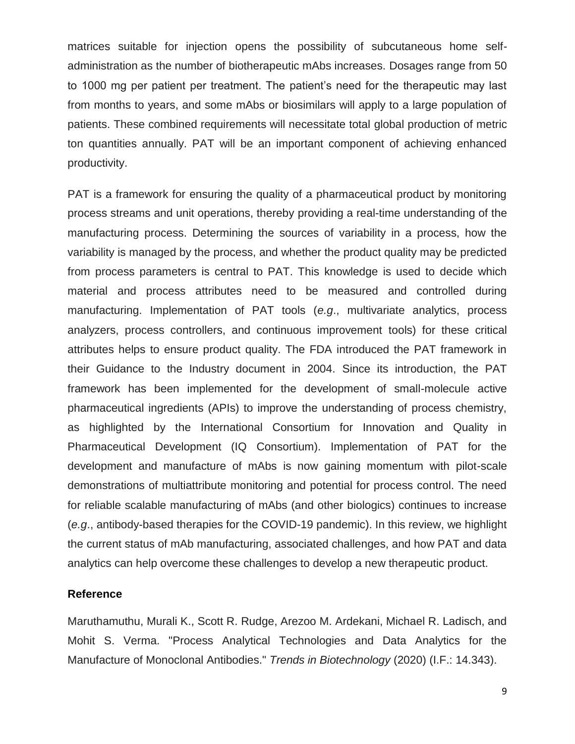matrices suitable for injection opens the possibility of subcutaneous home self-administration as the number of biotherapeutic mAbs increases. Dosages range from 50 to 1000 mg per patient per treatment. The patient's need for the therapeutic may last from months to years, and some mAbs or biosimilars will apply to a large population of patients. These combined requirements will necessitate total global production of metric ton quantities annually. PAT will be an important component of achieving enhanced productivity.

PAT is a framework for ensuring the quality of a pharmaceutical product by monitoring process streams and unit operations, thereby providing a real-time understanding of the manufacturing process. Determining the sources of variability in a process, how the variability is managed by the process, and whether the product quality may be predicted from process parameters is central to PAT. This knowledge is used to decide which material and process attributes need to be measured and controlled during manufacturing. Implementation of PAT tools (*e.g*., multivariate analytics, process analyzers, process controllers, and continuous improvement tools) for these critical attributes helps to ensure product quality. The FDA introduced the PAT framework in their Guidance to the Industry document in 2004. Since its introduction, the PAT framework has been implemented for the development of small-molecule active pharmaceutical ingredients (APIs) to improve the understanding of process chemistry, as highlighted by the International Consortium for Innovation and Quality in Pharmaceutical Development (IQ Consortium). Implementation of PAT for the development and manufacture of mAbs is now gaining momentum with pilot-scale demonstrations of multiattribute monitoring and potential for process control. The need for reliable scalable manufacturing of mAbs (and other biologics) continues to increase (*e.g*., antibody-based therapies for the COVID-19 pandemic). In this review, we highlight the current status of mAb manufacturing, associated challenges, and how PAT and data analytics can help overcome these challenges to develop a new therapeutic product.

### Reference

Maruthamuthu, Murali K., Scott R. Rudge, Arezoo M. Ardekani, Michael R. Ladisch, and Mohit S. Verma. "Process Analytical Technologies and Data Analytics for the Manufacture of Monoclonal Antibodies." *Trends in Biotechnology* (2020) (I.F.: 14.343).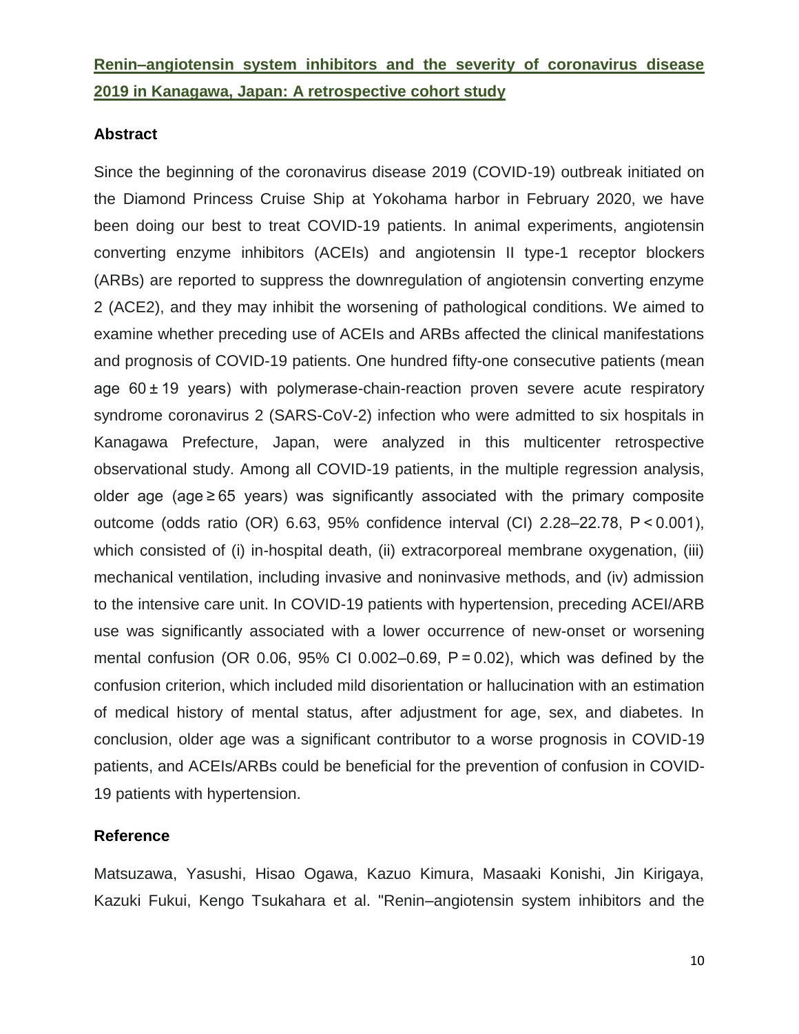## Renin–angiotensin system inhibitors and the severity of coronavirus disease 2019 in Kanagawa, Japan: A retrospective cohort study

### Abstract

Since the beginning of the coronavirus disease 2019 (COVID-19) outbreak initiated on the Diamond Princess Cruise Ship at Yokohama harbor in February 2020, we have been doing our best to treat COVID-19 patients. In animal experiments, angiotensin converting enzyme inhibitors (ACEIs) and angiotensin II type-1 receptor blockers (ARBs) are reported to suppress the downregulation of angiotensin converting enzyme 2 (ACE2), and they may inhibit the worsening of pathological conditions. We aimed to examine whether preceding use of ACEIs and ARBs affected the clinical manifestations and prognosis of COVID-19 patients. One hundred fifty-one consecutive patients (mean age $60 \pm 19$ years) with polymerase-chain-reaction proven severe acute respiratory syndrome coronavirus 2 (SARS-CoV-2) infection who were admitted to six hospitals in Kanagawa Prefecture, Japan, were analyzed in this multicenter retrospective observational study. Among all COVID-19 patients, in the multiple regression analysis, older age (age $\geq 65$ years) was significantly associated with the primary composite outcome (odds ratio (OR) 6.63, 95% confidence interval (CI) 2.28–22.78, $P < 0.001$), which consisted of (i) in-hospital death, (ii) extracorporeal membrane oxygenation, (iii) mechanical ventilation, including invasive and noninvasive methods, and (iv) admission to the intensive care unit. In COVID-19 patients with hypertension, preceding ACEI/ARB use was significantly associated with a lower occurrence of new-onset or worsening mental confusion (OR 0.06, 95% CI 0.002–0.69, $P = 0.02$), which was defined by the confusion criterion, which included mild disorientation or hallucination with an estimation of medical history of mental status, after adjustment for age, sex, and diabetes. In conclusion, older age was a significant contributor to a worse prognosis in COVID-19 patients, and ACEIs/ARBs could be beneficial for the prevention of confusion in COVID-19 patients with hypertension.

### Reference

Matsuzawa, Yasushi, Hisao Ogawa, Kazuo Kimura, Masaaki Konishi, Jin Kirigaya, Kazuki Fukui, Kengo Tsukahara et al. "Renin–angiotensin system inhibitors and the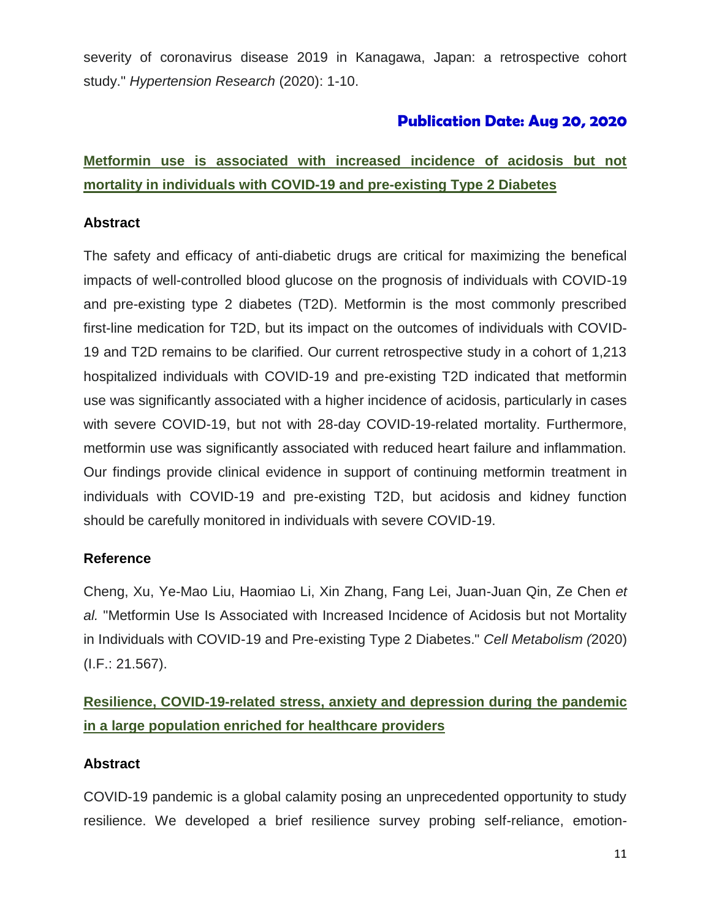severity of coronavirus disease 2019 in Kanagawa, Japan: a retrospective cohort study." *Hypertension Research* (2020): 1-10.

## Publication Date: Aug 20, 2020

### Metformin use is associated with increased incidence of acidosis but not mortality in individuals with COVID-19 and pre-existing Type 2 Diabetes

**Abstract**

The safety and efficacy of anti-diabetic drugs are critical for maximizing the benefical impacts of well-controlled blood glucose on the prognosis of individuals with COVID-19 and pre-existing type 2 diabetes (T2D). Metformin is the most commonly prescribed first-line medication for T2D, but its impact on the outcomes of individuals with COVID-19 and T2D remains to be clarified. Our current retrospective study in a cohort of 1,213 hospitalized individuals with COVID-19 and pre-existing T2D indicated that metformin use was significantly associated with a higher incidence of acidosis, particularly in cases with severe COVID-19, but not with 28-day COVID-19-related mortality. Furthermore, metformin use was significantly associated with reduced heart failure and inflammation. Our findings provide clinical evidence in support of continuing metformin treatment in individuals with COVID-19 and pre-existing T2D, but acidosis and kidney function should be carefully monitored in individuals with severe COVID-19.

**Reference**

Cheng, Xu, Ye-Mao Liu, Haomiao Li, Xin Zhang, Fang Lei, Juan-Juan Qin, Ze Chen *et al.* "Metformin Use Is Associated with Increased Incidence of Acidosis but not Mortality in Individuals with COVID-19 and Pre-existing Type 2 Diabetes." *Cell Metabolism (*2020) (I.F.: 21.567).

### Resilience, COVID-19-related stress, anxiety and depression during the pandemic in a large population enriched for healthcare providers

**Abstract**

COVID-19 pandemic is a global calamity posing an unprecedented opportunity to study resilience. We developed a brief resilience survey probing self-reliance, emotion-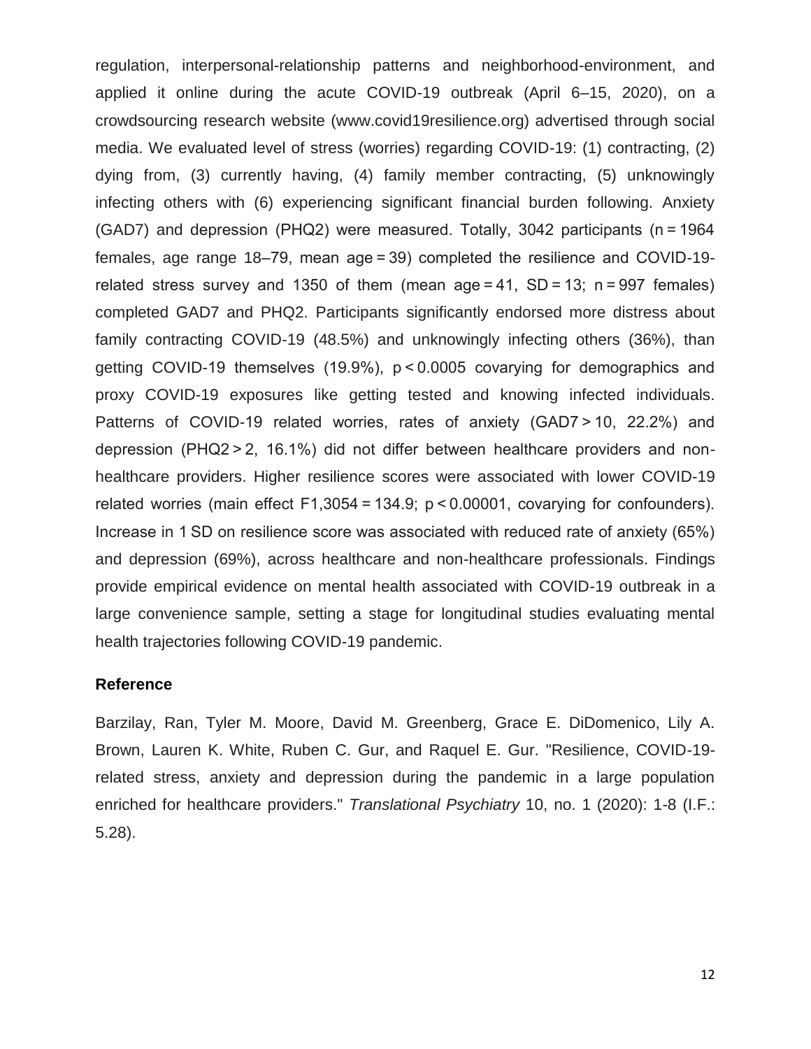regulation, interpersonal-relationship patterns and neighborhood-environment, and applied it online during the acute COVID-19 outbreak (April 6–15, 2020), on a crowdsourcing research website (www.covid19resilience.org) advertised through social media. We evaluated level of stress (worries) regarding COVID-19: (1) contracting, (2) dying from, (3) currently having, (4) family member contracting, (5) unknowingly infecting others with (6) experiencing significant financial burden following. Anxiety (GAD7) and depression (PHQ2) were measured. Totally, 3042 participants ($n = 1964$ females, age range 18–79, mean age = 39) completed the resilience and COVID-19-related stress survey and 1350 of them (mean age = 41, $SD = 13$; $n = 997$ females) completed GAD7 and PHQ2. Participants significantly endorsed more distress about family contracting COVID-19 (48.5%) and unknowingly infecting others (36%), than getting COVID-19 themselves (19.9%), $p < 0.0005$ covarying for demographics and proxy COVID-19 exposures like getting tested and knowing infected individuals. Patterns of COVID-19 related worries, rates of anxiety (GAD7 > 10, 22.2%) and depression (PHQ2 > 2, 16.1%) did not differ between healthcare providers and non-healthcare providers. Higher resilience scores were associated with lower COVID-19 related worries (main effect $F_{1,3054} = 134.9$; $p < 0.00001$, covarying for confounders). Increase in 1 SD on resilience score was associated with reduced rate of anxiety (65%) and depression (69%), across healthcare and non-healthcare professionals. Findings provide empirical evidence on mental health associated with COVID-19 outbreak in a large convenience sample, setting a stage for longitudinal studies evaluating mental health trajectories following COVID-19 pandemic.

**Reference**

Barzilay, Ran, Tyler M. Moore, David M. Greenberg, Grace E. DiDomenico, Lily A. Brown, Lauren K. White, Ruben C. Gur, and Raquel E. Gur. "Resilience, COVID-19-related stress, anxiety and depression during the pandemic in a large population enriched for healthcare providers." *Translational Psychiatry* 10, no. 1 (2020): 1-8 (I.F.: 5.28).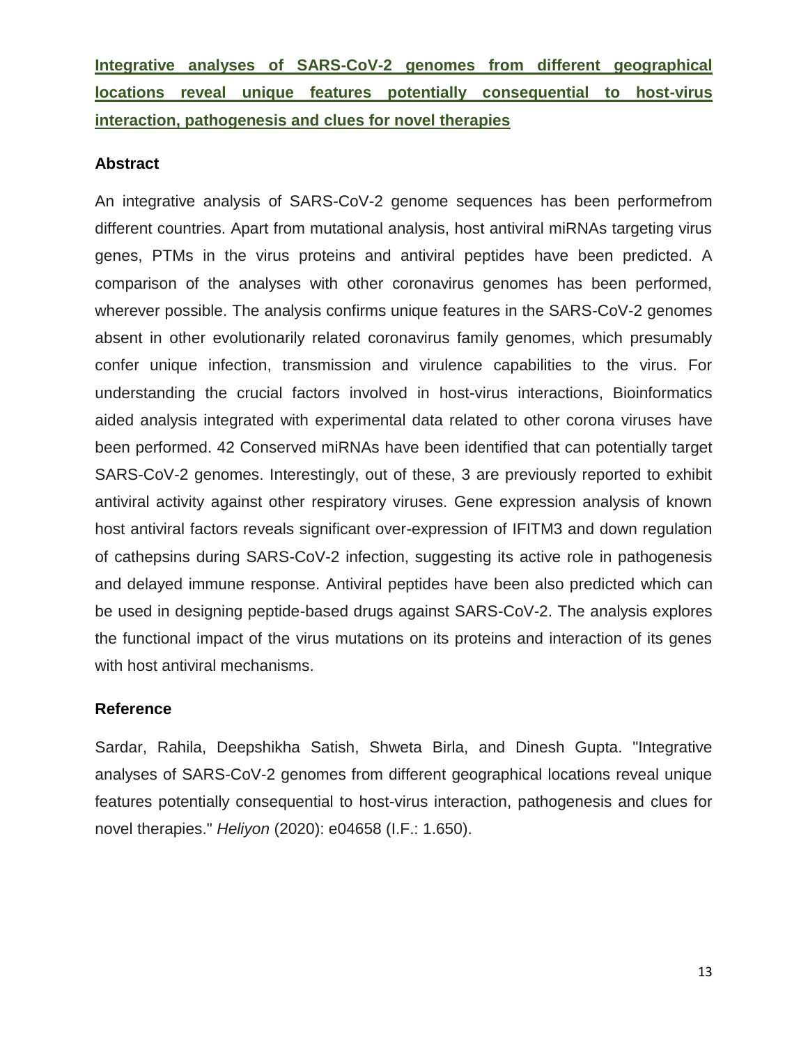## Integrative analyses of SARS-CoV-2 genomes from different geographical locations reveal unique features potentially consequential to host-virus interaction, pathogenesis and clues for novel therapies

### Abstract

An integrative analysis of SARS-CoV-2 genome sequences has been performefrom different countries. Apart from mutational analysis, host antiviral miRNAs targeting virus genes, PTMs in the virus proteins and antiviral peptides have been predicted. A comparison of the analyses with other coronavirus genomes has been performed, wherever possible. The analysis confirms unique features in the SARS-CoV-2 genomes absent in other evolutionarily related coronavirus family genomes, which presumably confer unique infection, transmission and virulence capabilities to the virus. For understanding the crucial factors involved in host-virus interactions, Bioinformatics aided analysis integrated with experimental data related to other corona viruses have been performed. 42 Conserved miRNAs have been identified that can potentially target SARS-CoV-2 genomes. Interestingly, out of these, 3 are previously reported to exhibit antiviral activity against other respiratory viruses. Gene expression analysis of known host antiviral factors reveals significant over-expression of IFITM3 and down regulation of cathepsins during SARS-CoV-2 infection, suggesting its active role in pathogenesis and delayed immune response. Antiviral peptides have been also predicted which can be used in designing peptide-based drugs against SARS-CoV-2. The analysis explores the functional impact of the virus mutations on its proteins and interaction of its genes with host antiviral mechanisms.

### Reference

Sardar, Rahila, Deepshikha Satish, Shweta Birla, and Dinesh Gupta. "Integrative analyses of SARS-CoV-2 genomes from different geographical locations reveal unique features potentially consequential to host-virus interaction, pathogenesis and clues for novel therapies." *Heliyon* (2020): e04658 (I.F.: 1.650).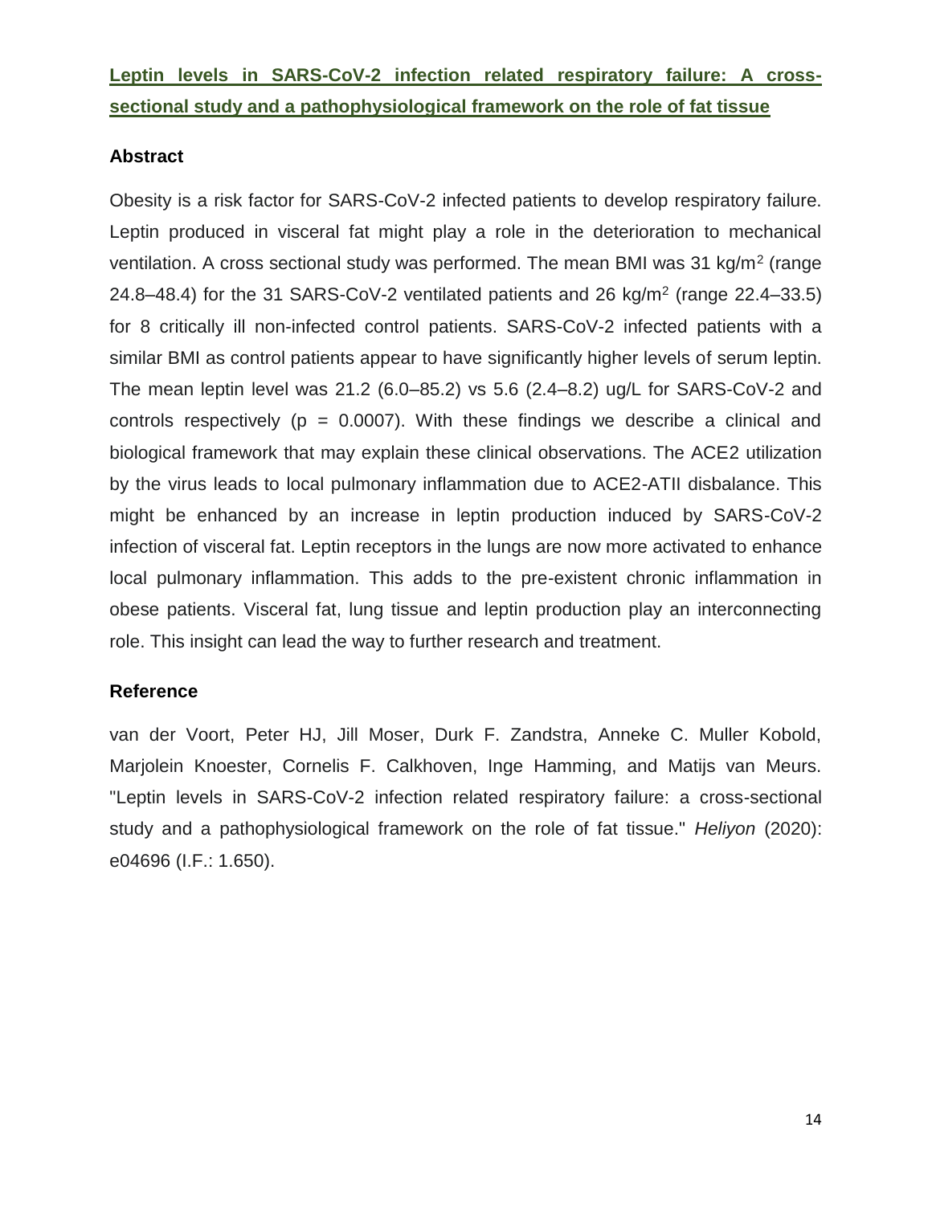## Leptin levels in SARS-CoV-2 infection related respiratory failure: A cross-sectional study and a pathophysiological framework on the role of fat tissue

### Abstract

Obesity is a risk factor for SARS-CoV-2 infected patients to develop respiratory failure. Leptin produced in visceral fat might play a role in the deterioration to mechanical ventilation. A cross sectional study was performed. The mean BMI was 31 kg/m$^2$ (range 24.8–48.4) for the 31 SARS-CoV-2 ventilated patients and 26 kg/m$^2$ (range 22.4–33.5) for 8 critically ill non-infected control patients. SARS-CoV-2 infected patients with a similar BMI as control patients appear to have significantly higher levels of serum leptin. The mean leptin level was 21.2 (6.0–85.2) vs 5.6 (2.4–8.2) ug/L for SARS-CoV-2 and controls respectively ($p = 0.0007$). With these findings we describe a clinical and biological framework that may explain these clinical observations. The ACE2 utilization by the virus leads to local pulmonary inflammation due to ACE2-ATII disbalance. This might be enhanced by an increase in leptin production induced by SARS-CoV-2 infection of visceral fat. Leptin receptors in the lungs are now more activated to enhance local pulmonary inflammation. This adds to the pre-existent chronic inflammation in obese patients. Visceral fat, lung tissue and leptin production play an interconnecting role. This insight can lead the way to further research and treatment.

### Reference

van der Voort, Peter HJ, Jill Moser, Durk F. Zandstra, Anneke C. Muller Kobold, Marjolein Knoester, Cornelis F. Calkhoven, Inge Hamming, and Matijs van Meurs. "Leptin levels in SARS-CoV-2 infection related respiratory failure: a cross-sectional study and a pathophysiological framework on the role of fat tissue." *Heliyon* (2020): e04696 (I.F.: 1.650).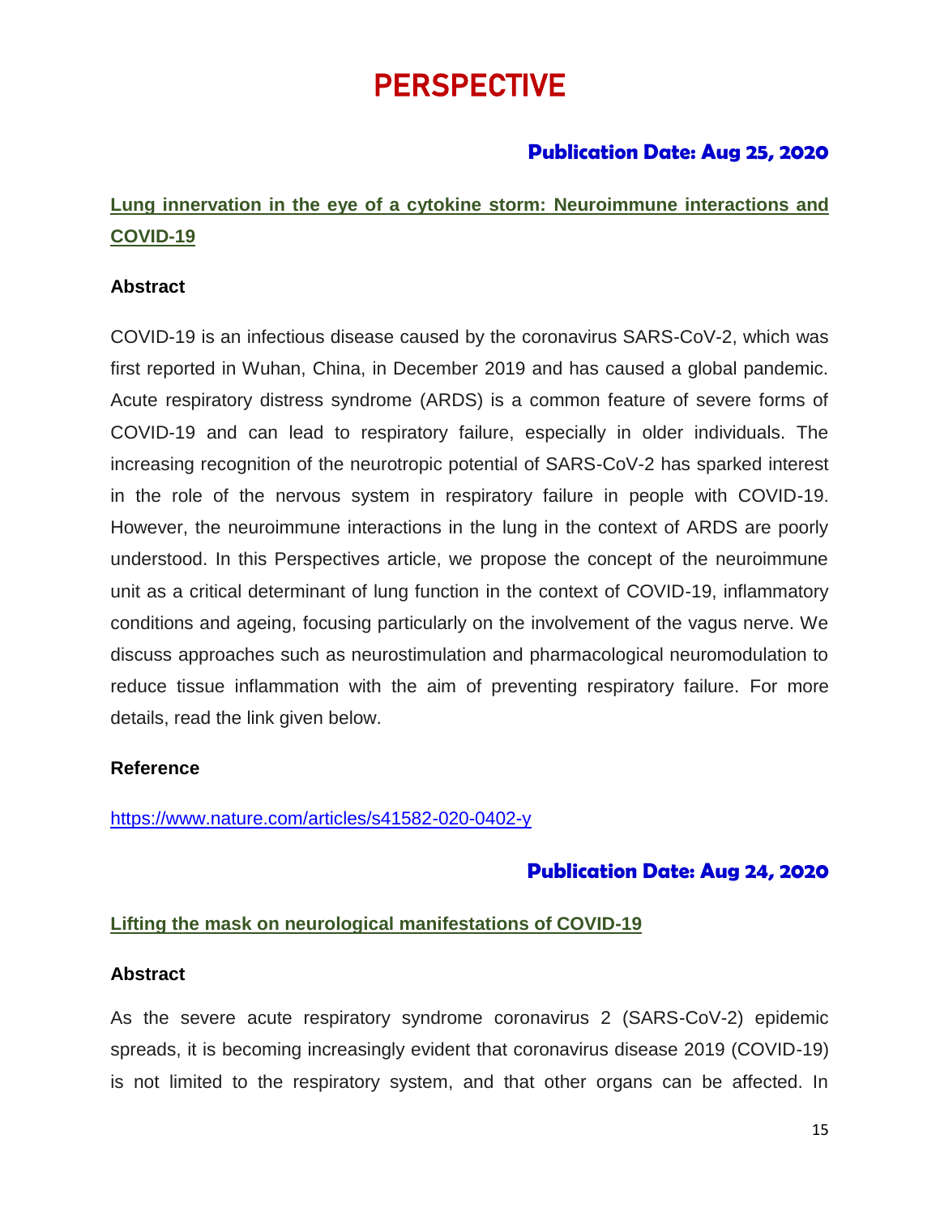# PERSPECTIVE

### Publication Date: Aug 25, 2020

## Lung innervation in the eye of a cytokine storm: Neuroimmune interactions and COVID-19

**Abstract**

COVID-19 is an infectious disease caused by the coronavirus SARS-CoV-2, which was first reported in Wuhan, China, in December 2019 and has caused a global pandemic. Acute respiratory distress syndrome (ARDS) is a common feature of severe forms of COVID-19 and can lead to respiratory failure, especially in older individuals. The increasing recognition of the neurotropic potential of SARS-CoV-2 has sparked interest in the role of the nervous system in respiratory failure in people with COVID-19. However, the neuroimmune interactions in the lung in the context of ARDS are poorly understood. In this Perspectives article, we propose the concept of the neuroimmune unit as a critical determinant of lung function in the context of COVID-19, inflammatory conditions and ageing, focusing particularly on the involvement of the vagus nerve. We discuss approaches such as neurostimulation and pharmacological neuromodulation to reduce tissue inflammation with the aim of preventing respiratory failure. For more details, read the link given below.

**Reference**

https://www.nature.com/articles/s41582-020-0402-y

### Publication Date: Aug 24, 2020

## Lifting the mask on neurological manifestations of COVID-19

**Abstract**

As the severe acute respiratory syndrome coronavirus 2 (SARS-CoV-2) epidemic spreads, it is becoming increasingly evident that coronavirus disease 2019 (COVID-19) is not limited to the respiratory system, and that other organs can be affected. In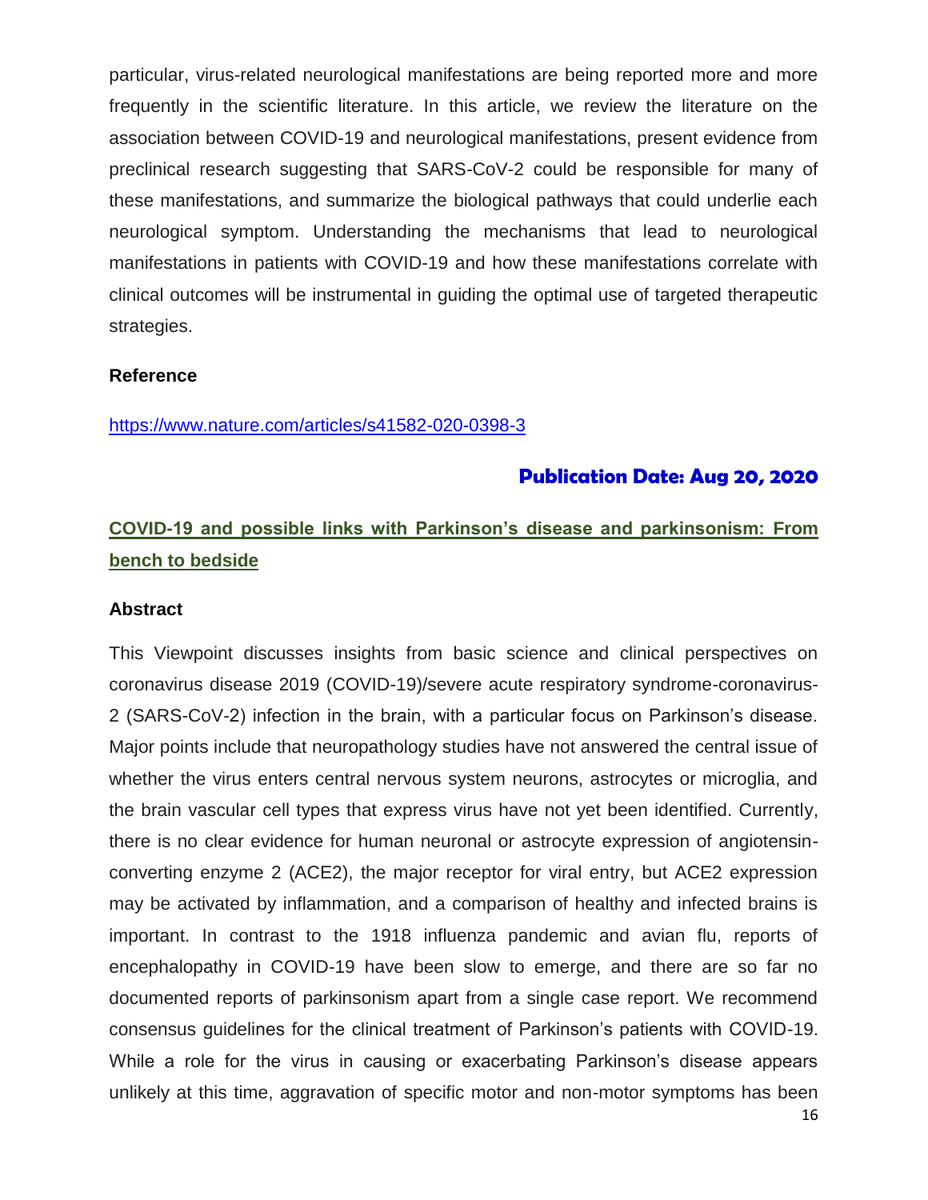particular, virus-related neurological manifestations are being reported more and more frequently in the scientific literature. In this article, we review the literature on the association between COVID-19 and neurological manifestations, present evidence from preclinical research suggesting that SARS-CoV-2 could be responsible for many of these manifestations, and summarize the biological pathways that could underlie each neurological symptom. Understanding the mechanisms that lead to neurological manifestations in patients with COVID-19 and how these manifestations correlate with clinical outcomes will be instrumental in guiding the optimal use of targeted therapeutic strategies.

**Reference**

https://www.nature.com/articles/s41582-020-0398-3

**Publication Date: Aug 20, 2020**

## COVID-19 and possible links with Parkinson's disease and parkinsonism: From bench to bedside

**Abstract**

This Viewpoint discusses insights from basic science and clinical perspectives on coronavirus disease 2019 (COVID-19)/severe acute respiratory syndrome-coronavirus-2 (SARS-CoV-2) infection in the brain, with a particular focus on Parkinson's disease. Major points include that neuropathology studies have not answered the central issue of whether the virus enters central nervous system neurons, astrocytes or microglia, and the brain vascular cell types that express virus have not yet been identified. Currently, there is no clear evidence for human neuronal or astrocyte expression of angiotensin-converting enzyme 2 (ACE2), the major receptor for viral entry, but ACE2 expression may be activated by inflammation, and a comparison of healthy and infected brains is important. In contrast to the 1918 influenza pandemic and avian flu, reports of encephalopathy in COVID-19 have been slow to emerge, and there are so far no documented reports of parkinsonism apart from a single case report. We recommend consensus guidelines for the clinical treatment of Parkinson's patients with COVID-19. While a role for the virus in causing or exacerbating Parkinson's disease appears unlikely at this time, aggravation of specific motor and non-motor symptoms has been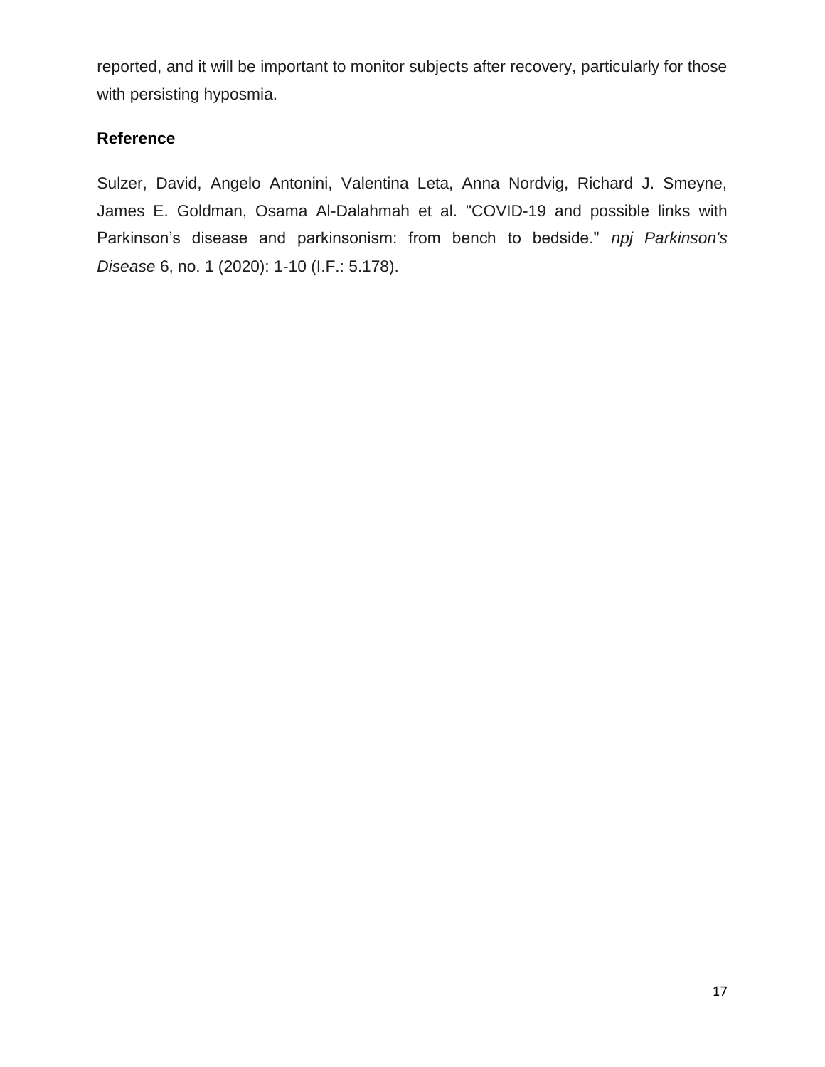reported, and it will be important to monitor subjects after recovery, particularly for those with persisting hyposmia.

### Reference

Sulzer, David, Angelo Antonini, Valentina Leta, Anna Nordvig, Richard J. Smeyne, James E. Goldman, Osama Al-Dalahmah et al. "COVID-19 and possible links with Parkinson's disease and parkinsonism: from bench to bedside." *npj Parkinson's Disease* 6, no. 1 (2020): 1-10 (I.F.: 5.178).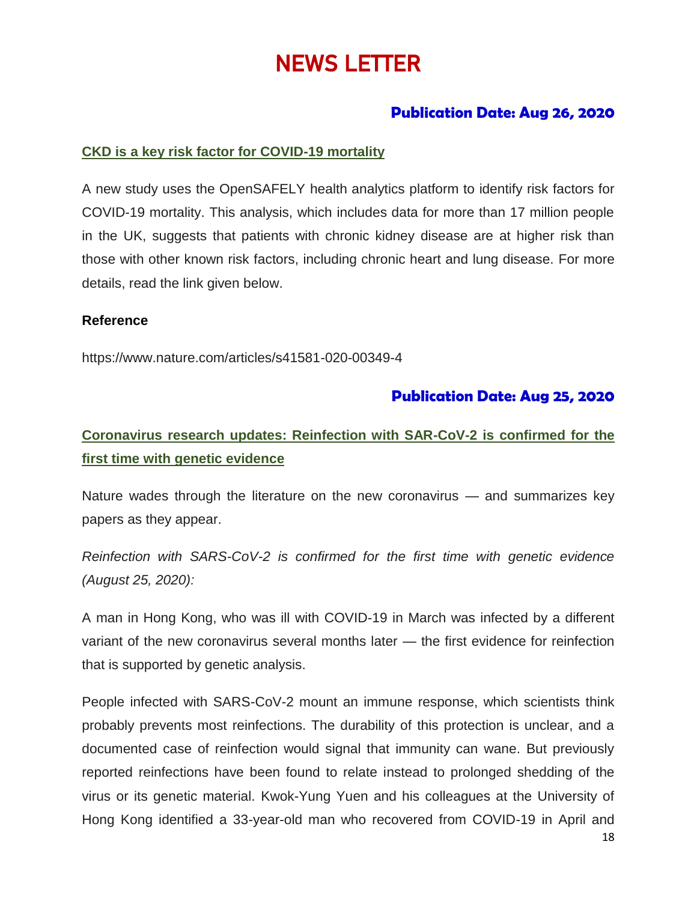# NEWS LETTER

**Publication Date: Aug 26, 2020**

## CKD is a key risk factor for COVID-19 mortality

A new study uses the OpenSAFELY health analytics platform to identify risk factors for COVID-19 mortality. This analysis, which includes data for more than 17 million people in the UK, suggests that patients with chronic kidney disease are at higher risk than those with other known risk factors, including chronic heart and lung disease. For more details, read the link given below.

**Reference**

https://www.nature.com/articles/s41581-020-00349-4

**Publication Date: Aug 25, 2020**

## Coronavirus research updates: Reinfection with SAR-CoV-2 is confirmed for the first time with genetic evidence

Nature wades through the literature on the new coronavirus — and summarizes key papers as they appear.

*Reinfection with SARS-CoV-2 is confirmed for the first time with genetic evidence (August 25, 2020):*

A man in Hong Kong, who was ill with COVID-19 in March was infected by a different variant of the new coronavirus several months later — the first evidence for reinfection that is supported by genetic analysis.

People infected with SARS-CoV-2 mount an immune response, which scientists think probably prevents most reinfections. The durability of this protection is unclear, and a documented case of reinfection would signal that immunity can wane. But previously reported reinfections have been found to relate instead to prolonged shedding of the virus or its genetic material. Kwok-Yung Yuen and his colleagues at the University of Hong Kong identified a 33-year-old man who recovered from COVID-19 in April and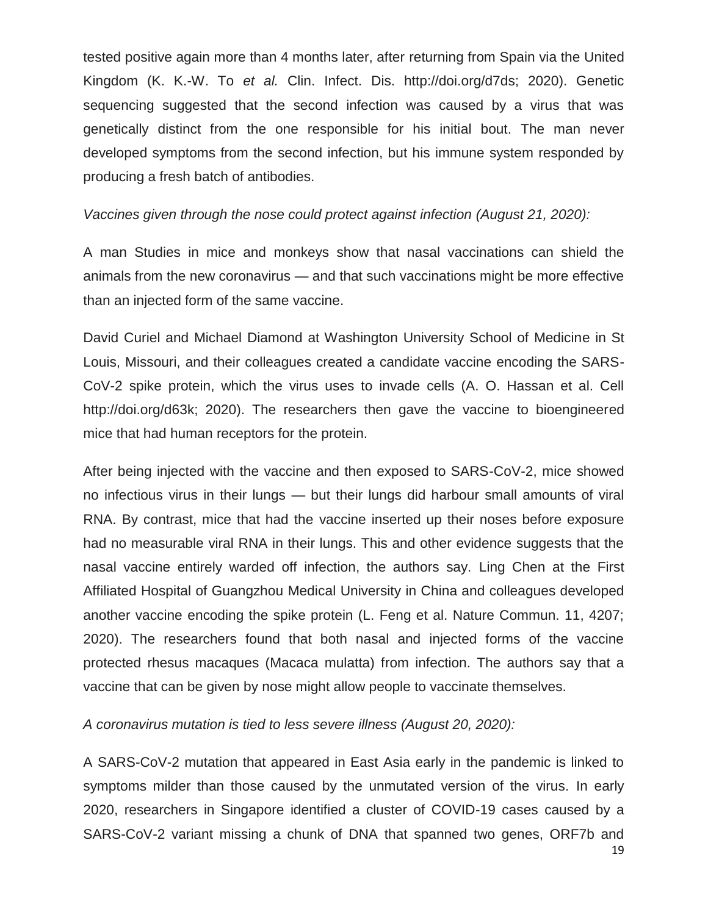tested positive again more than 4 months later, after returning from Spain via the United Kingdom (K. K.-W. To *et al.* Clin. Infect. Dis. http://doi.org/d7ds; 2020). Genetic sequencing suggested that the second infection was caused by a virus that was genetically distinct from the one responsible for his initial bout. The man never developed symptoms from the second infection, but his immune system responded by producing a fresh batch of antibodies.

*Vaccines given through the nose could protect against infection (August 21, 2020):*

A man Studies in mice and monkeys show that nasal vaccinations can shield the animals from the new coronavirus — and that such vaccinations might be more effective than an injected form of the same vaccine.

David Curiel and Michael Diamond at Washington University School of Medicine in St Louis, Missouri, and their colleagues created a candidate vaccine encoding the SARS-CoV-2 spike protein, which the virus uses to invade cells (A. O. Hassan et al. Cell http://doi.org/d63k; 2020). The researchers then gave the vaccine to bioengineered mice that had human receptors for the protein.

After being injected with the vaccine and then exposed to SARS-CoV-2, mice showed no infectious virus in their lungs — but their lungs did harbour small amounts of viral RNA. By contrast, mice that had the vaccine inserted up their noses before exposure had no measurable viral RNA in their lungs. This and other evidence suggests that the nasal vaccine entirely warded off infection, the authors say. Ling Chen at the First Affiliated Hospital of Guangzhou Medical University in China and colleagues developed another vaccine encoding the spike protein (L. Feng et al. Nature Commun. 11, 4207; 2020). The researchers found that both nasal and injected forms of the vaccine protected rhesus macaques (Macaca mulatta) from infection. The authors say that a vaccine that can be given by nose might allow people to vaccinate themselves.

*A coronavirus mutation is tied to less severe illness (August 20, 2020):*

A SARS-CoV-2 mutation that appeared in East Asia early in the pandemic is linked to symptoms milder than those caused by the unmutated version of the virus. In early 2020, researchers in Singapore identified a cluster of COVID-19 cases caused by a SARS-CoV-2 variant missing a chunk of DNA that spanned two genes, ORF7b and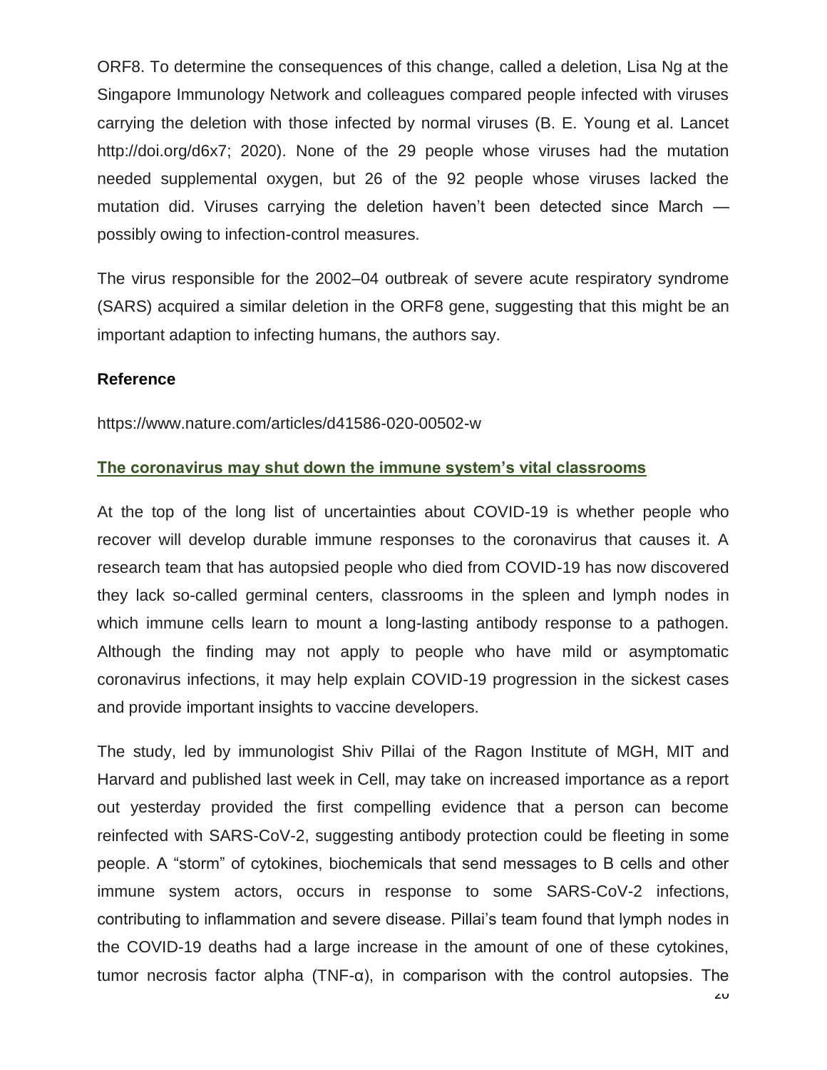ORF8. To determine the consequences of this change, called a deletion, Lisa Ng at the Singapore Immunology Network and colleagues compared people infected with viruses carrying the deletion with those infected by normal viruses (B. E. Young et al. Lancet http://doi.org/d6x7; 2020). None of the 29 people whose viruses had the mutation needed supplemental oxygen, but 26 of the 92 people whose viruses lacked the mutation did. Viruses carrying the deletion haven't been detected since March — possibly owing to infection-control measures.

The virus responsible for the 2002–04 outbreak of severe acute respiratory syndrome (SARS) acquired a similar deletion in the ORF8 gene, suggesting that this might be an important adaption to infecting humans, the authors say.

**Reference**

https://www.nature.com/articles/d41586-020-00502-w

## The coronavirus may shut down the immune system's vital classrooms

At the top of the long list of uncertainties about COVID-19 is whether people who recover will develop durable immune responses to the coronavirus that causes it. A research team that has autopsied people who died from COVID-19 has now discovered they lack so-called germinal centers, classrooms in the spleen and lymph nodes in which immune cells learn to mount a long-lasting antibody response to a pathogen. Although the finding may not apply to people who have mild or asymptomatic coronavirus infections, it may help explain COVID-19 progression in the sickest cases and provide important insights to vaccine developers.

The study, led by immunologist Shiv Pillai of the Ragon Institute of MGH, MIT and Harvard and published last week in Cell, may take on increased importance as a report out yesterday provided the first compelling evidence that a person can become reinfected with SARS-CoV-2, suggesting antibody protection could be fleeting in some people. A "storm" of cytokines, biochemicals that send messages to B cells and other immune system actors, occurs in response to some SARS-CoV-2 infections, contributing to inflammation and severe disease. Pillai's team found that lymph nodes in the COVID-19 deaths had a large increase in the amount of one of these cytokines, tumor necrosis factor alpha (TNF-α), in comparison with the control autopsies. The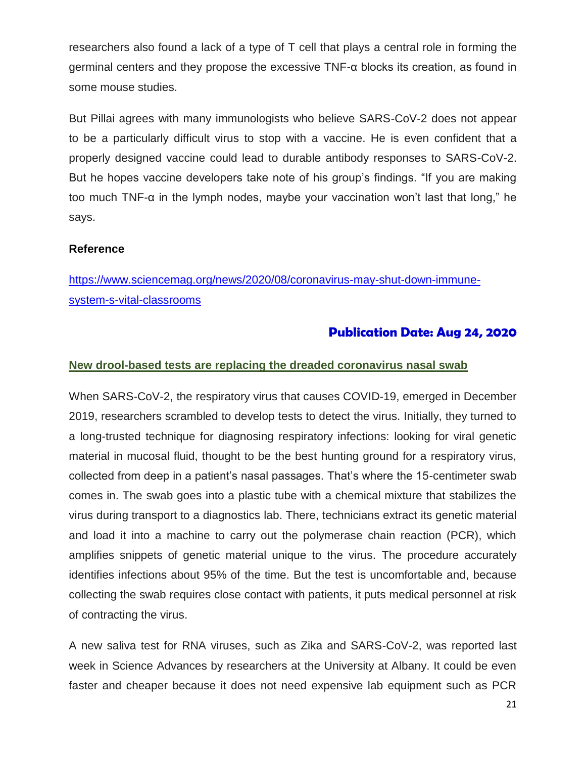researchers also found a lack of a type of T cell that plays a central role in forming the germinal centers and they propose the excessive TNF-α blocks its creation, as found in some mouse studies.

But Pillai agrees with many immunologists who believe SARS-CoV-2 does not appear to be a particularly difficult virus to stop with a vaccine. He is even confident that a properly designed vaccine could lead to durable antibody responses to SARS-CoV-2. But he hopes vaccine developers take note of his group's findings. "If you are making too much TNF-α in the lymph nodes, maybe your vaccination won't last that long," he says.

**Reference**

https://www.sciencemag.org/news/2020/08/coronavirus-may-shut-down-immune-system-s-vital-classrooms

**Publication Date: Aug 24, 2020**

## New drool-based tests are replacing the dreaded coronavirus nasal swab

When SARS-CoV-2, the respiratory virus that causes COVID-19, emerged in December 2019, researchers scrambled to develop tests to detect the virus. Initially, they turned to a long-trusted technique for diagnosing respiratory infections: looking for viral genetic material in mucosal fluid, thought to be the best hunting ground for a respiratory virus, collected from deep in a patient's nasal passages. That's where the 15-centimeter swab comes in. The swab goes into a plastic tube with a chemical mixture that stabilizes the virus during transport to a diagnostics lab. There, technicians extract its genetic material and load it into a machine to carry out the polymerase chain reaction (PCR), which amplifies snippets of genetic material unique to the virus. The procedure accurately identifies infections about 95% of the time. But the test is uncomfortable and, because collecting the swab requires close contact with patients, it puts medical personnel at risk of contracting the virus.

A new saliva test for RNA viruses, such as Zika and SARS-CoV-2, was reported last week in Science Advances by researchers at the University at Albany. It could be even faster and cheaper because it does not need expensive lab equipment such as PCR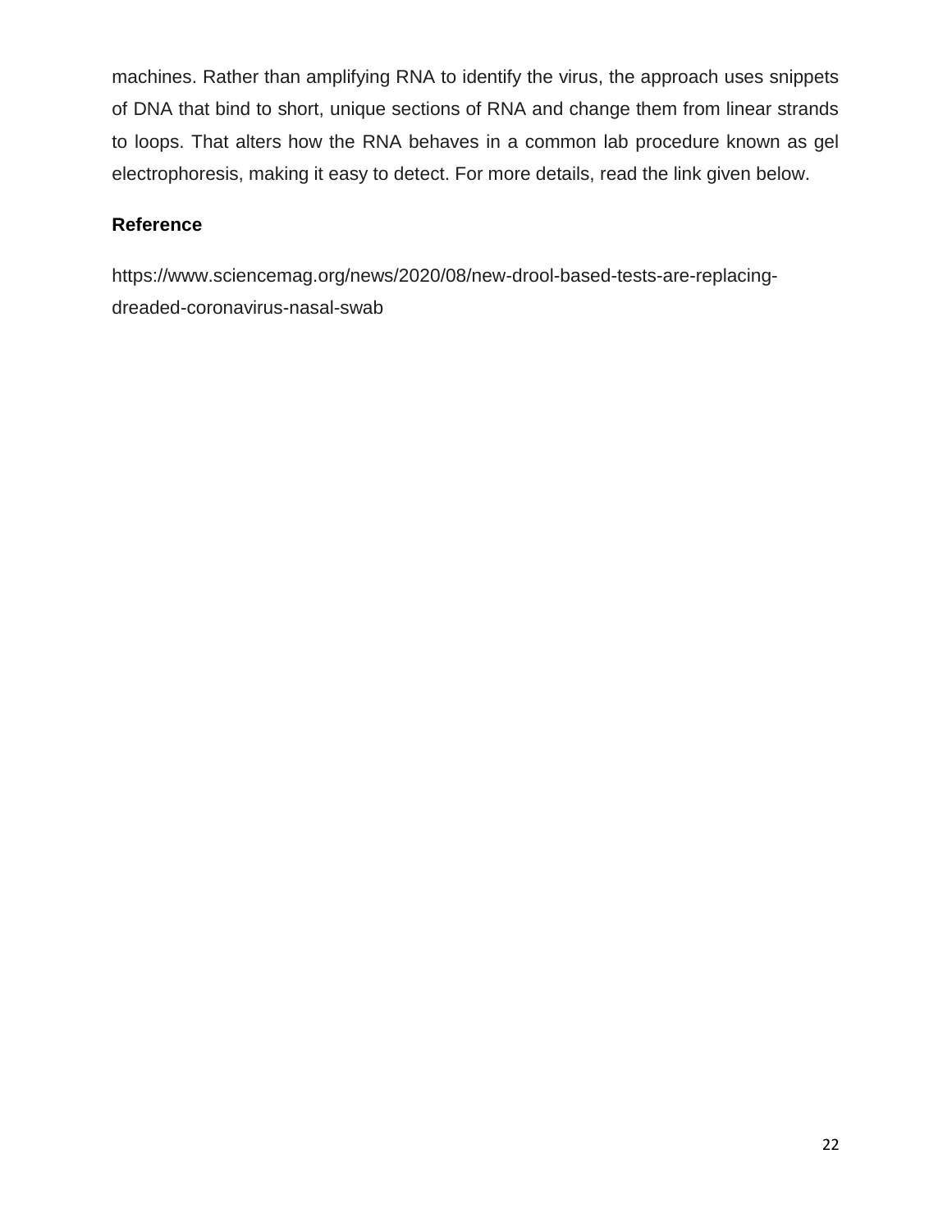machines. Rather than amplifying RNA to identify the virus, the approach uses snippets of DNA that bind to short, unique sections of RNA and change them from linear strands to loops. That alters how the RNA behaves in a common lab procedure known as gel electrophoresis, making it easy to detect. For more details, read the link given below.

**Reference**

https://www.sciencemag.org/news/2020/08/new-drool-based-tests-are-replacing-dreaded-coronavirus-nasal-swab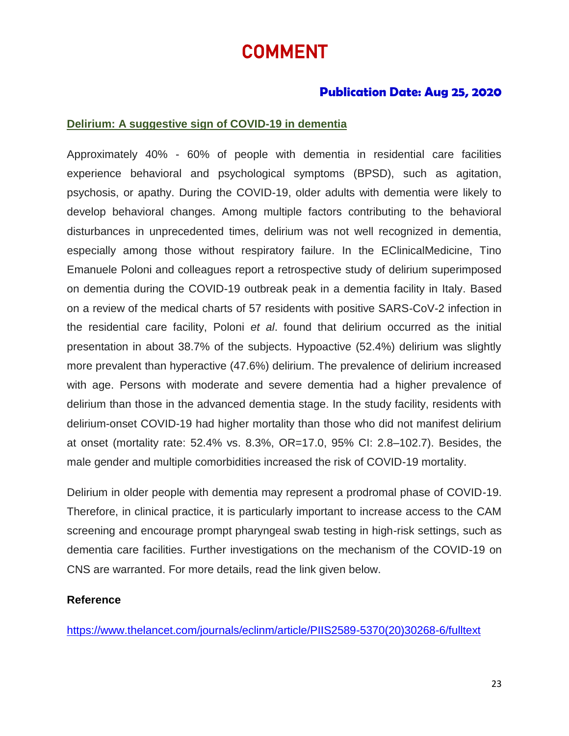# COMMENT

**Publication Date: Aug 25, 2020**

## Delirium: A suggestive sign of COVID-19 in dementia

Approximately 40% - 60% of people with dementia in residential care facilities experience behavioral and psychological symptoms (BPSD), such as agitation, psychosis, or apathy. During the COVID-19, older adults with dementia were likely to develop behavioral changes. Among multiple factors contributing to the behavioral disturbances in unprecedented times, delirium was not well recognized in dementia, especially among those without respiratory failure. In the EClinicalMedicine, Tino Emanuele Poloni and colleagues report a retrospective study of delirium superimposed on dementia during the COVID-19 outbreak peak in a dementia facility in Italy. Based on a review of the medical charts of 57 residents with positive SARS-CoV-2 infection in the residential care facility, Poloni *et al*. found that delirium occurred as the initial presentation in about 38.7% of the subjects. Hypoactive (52.4%) delirium was slightly more prevalent than hyperactive (47.6%) delirium. The prevalence of delirium increased with age. Persons with moderate and severe dementia had a higher prevalence of delirium than those in the advanced dementia stage. In the study facility, residents with delirium-onset COVID-19 had higher mortality than those who did not manifest delirium at onset (mortality rate: 52.4% vs. 8.3%, OR=17.0, 95% CI: 2.8–102.7). Besides, the male gender and multiple comorbidities increased the risk of COVID-19 mortality.

Delirium in older people with dementia may represent a prodromal phase of COVID-19. Therefore, in clinical practice, it is particularly important to increase access to the CAM screening and encourage prompt pharyngeal swab testing in high-risk settings, such as dementia care facilities. Further investigations on the mechanism of the COVID-19 on CNS are warranted. For more details, read the link given below.

**Reference**

https://www.thelancet.com/journals/eclinm/article/PIIS2589-5370(20)30268-6/fulltext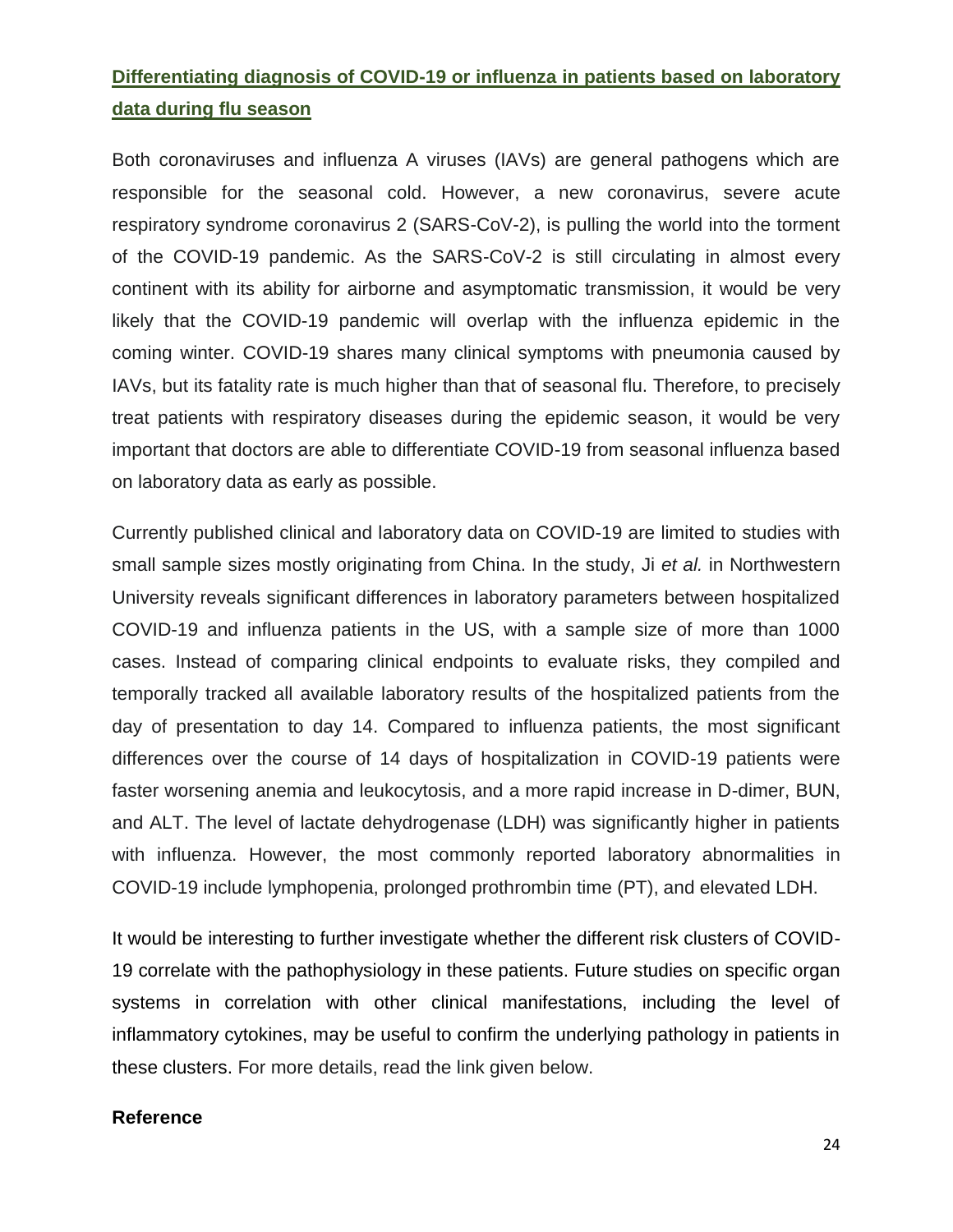## Differentiating diagnosis of COVID-19 or influenza in patients based on laboratory data during flu season

Both coronaviruses and influenza A viruses (IAVs) are general pathogens which are responsible for the seasonal cold. However, a new coronavirus, severe acute respiratory syndrome coronavirus 2 (SARS-CoV-2), is pulling the world into the torment of the COVID-19 pandemic. As the SARS-CoV-2 is still circulating in almost every continent with its ability for airborne and asymptomatic transmission, it would be very likely that the COVID-19 pandemic will overlap with the influenza epidemic in the coming winter. COVID-19 shares many clinical symptoms with pneumonia caused by IAVs, but its fatality rate is much higher than that of seasonal flu. Therefore, to precisely treat patients with respiratory diseases during the epidemic season, it would be very important that doctors are able to differentiate COVID-19 from seasonal influenza based on laboratory data as early as possible.

Currently published clinical and laboratory data on COVID-19 are limited to studies with small sample sizes mostly originating from China. In the study, Ji *et al.* in Northwestern University reveals significant differences in laboratory parameters between hospitalized COVID-19 and influenza patients in the US, with a sample size of more than 1000 cases. Instead of comparing clinical endpoints to evaluate risks, they compiled and temporally tracked all available laboratory results of the hospitalized patients from the day of presentation to day 14. Compared to influenza patients, the most significant differences over the course of 14 days of hospitalization in COVID-19 patients were faster worsening anemia and leukocytosis, and a more rapid increase in D-dimer, BUN, and ALT. The level of lactate dehydrogenase (LDH) was significantly higher in patients with influenza. However, the most commonly reported laboratory abnormalities in COVID-19 include lymphopenia, prolonged prothrombin time (PT), and elevated LDH.

It would be interesting to further investigate whether the different risk clusters of COVID-19 correlate with the pathophysiology in these patients. Future studies on specific organ systems in correlation with other clinical manifestations, including the level of inflammatory cytokines, may be useful to confirm the underlying pathology in patients in these clusters. For more details, read the link given below.

**Reference**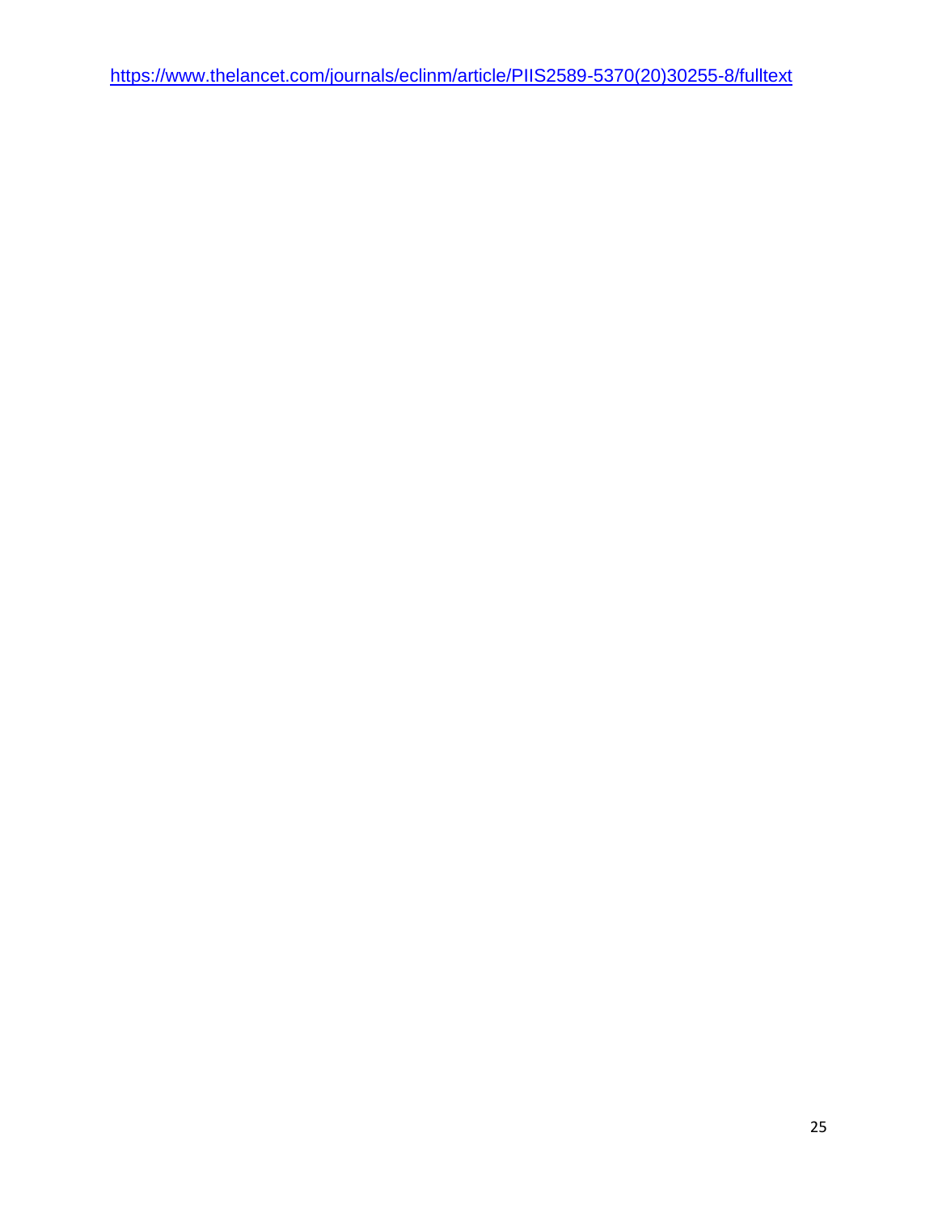https://www.thelancet.com/journals/eclinm/article/PIIS2589-5370(20)30255-8/fulltext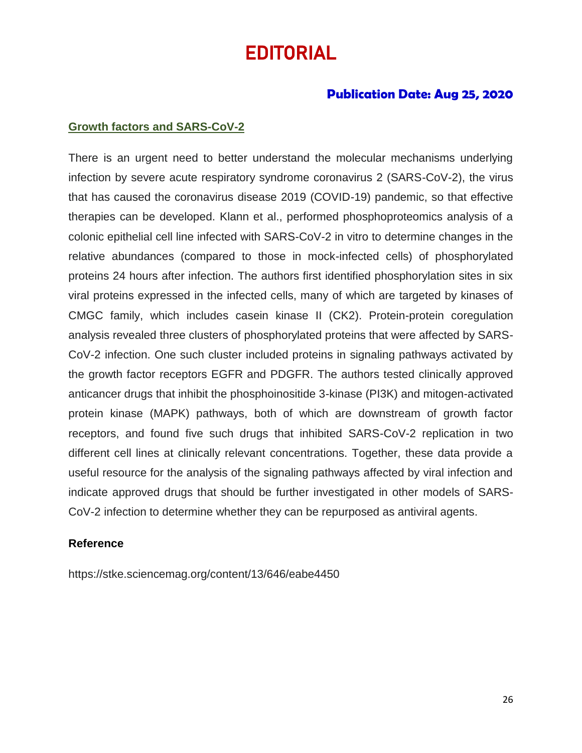# EDITORIAL

**Publication Date: Aug 25, 2020**

## Growth factors and SARS-CoV-2

There is an urgent need to better understand the molecular mechanisms underlying infection by severe acute respiratory syndrome coronavirus 2 (SARS-CoV-2), the virus that has caused the coronavirus disease 2019 (COVID-19) pandemic, so that effective therapies can be developed. Klann et al., performed phosphoproteomics analysis of a colonic epithelial cell line infected with SARS-CoV-2 in vitro to determine changes in the relative abundances (compared to those in mock-infected cells) of phosphorylated proteins 24 hours after infection. The authors first identified phosphorylation sites in six viral proteins expressed in the infected cells, many of which are targeted by kinases of CMGC family, which includes casein kinase II (CK2). Protein-protein coregulation analysis revealed three clusters of phosphorylated proteins that were affected by SARS-CoV-2 infection. One such cluster included proteins in signaling pathways activated by the growth factor receptors EGFR and PDGFR. The authors tested clinically approved anticancer drugs that inhibit the phosphoinositide 3-kinase (PI3K) and mitogen-activated protein kinase (MAPK) pathways, both of which are downstream of growth factor receptors, and found five such drugs that inhibited SARS-CoV-2 replication in two different cell lines at clinically relevant concentrations. Together, these data provide a useful resource for the analysis of the signaling pathways affected by viral infection and indicate approved drugs that should be further investigated in other models of SARS-CoV-2 infection to determine whether they can be repurposed as antiviral agents.

### Reference

https://stke.sciencemag.org/content/13/646/eabe4450